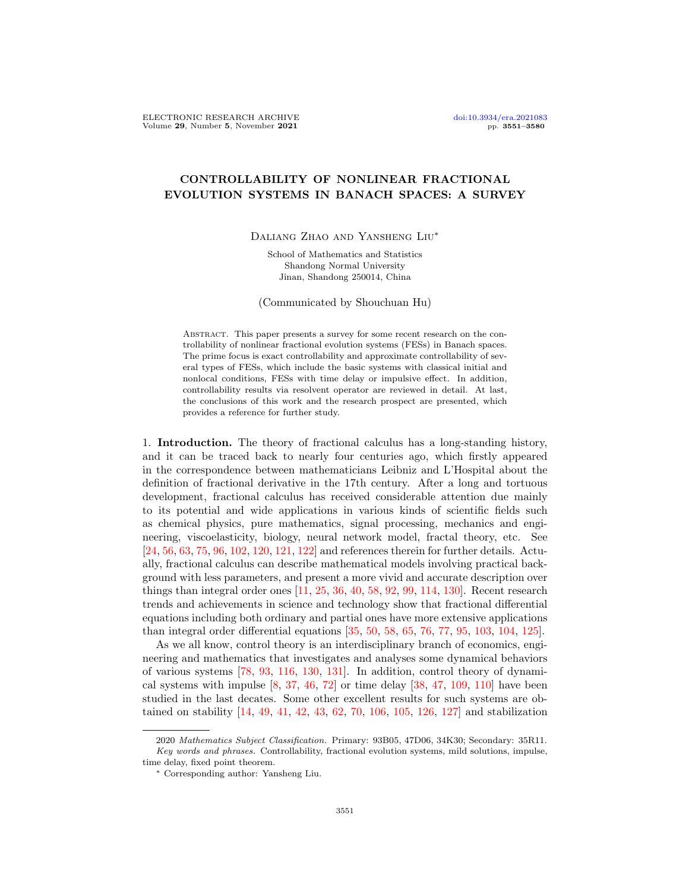# CONTROLLABILITY OF NONLINEAR FRACTIONAL EVOLUTION SYSTEMS IN BANACH SPACES: A SURVEY

Daliang Zhao and Yansheng Liu*

School of Mathematics and Statistics
Shandong Normal University
Jinan, Shandong 250014, China

(Communicated by Shouchuan Hu)

Abstract. This paper presents a survey for some recent research on the controllability of nonlinear fractional evolution systems (FESs) in Banach spaces. The prime focus is exact controllability and approximate controllability of several types of FESs, which include the basic systems with classical initial and nonlocal conditions, FESs with time delay or impulsive effect. In addition, controllability results via resolvent operator are reviewed in detail. At last, the conclusions of this work and the research prospect are presented, which provides a reference for further study.

1. **Introduction.** The theory of fractional calculus has a long-standing history, and it can be traced back to nearly four centuries ago, which firstly appeared in the correspondence between mathematicians Leibniz and L'Hospital about the definition of fractional derivative in the 17th century. After a long and tortuous development, fractional calculus has received considerable attention due mainly to its potential and wide applications in various kinds of scientific fields such as chemical physics, pure mathematics, signal processing, mechanics and engineering, viscoelasticity, biology, neural network model, fractal theory, etc. See [24, 56, 63, 75, 96, 102, 120, 121, 122] and references therein for further details. Actually, fractional calculus can describe mathematical models involving practical background with less parameters, and present a more vivid and accurate description over things than integral order ones [11, 25, 36, 40, 58, 92, 99, 114, 130]. Recent research trends and achievements in science and technology show that fractional differential equations including both ordinary and partial ones have more extensive applications than integral order differential equations [35, 50, 58, 65, 76, 77, 95, 103, 104, 125].

As we all know, control theory is an interdisciplinary branch of economics, engineering and mathematics that investigates and analyses some dynamical behaviors of various systems [78, 93, 116, 130, 131]. In addition, control theory of dynamical systems with impulse [8, 37, 46, 72] or time delay [38, 47, 109, 110] have been studied in the last decates. Some other excellent results for such systems are obtained on stability [14, 49, 41, 42, 43, 62, 70, 106, 105, 126, 127] and stabilization

2020 *Mathematics Subject Classification.* Primary: 93B05, 47D06, 34K30; Secondary: 35R11.
*Key words and phrases.* Controllability, fractional evolution systems, mild solutions, impulse, time delay, fixed point theorem.
* Corresponding author: Yansheng Liu.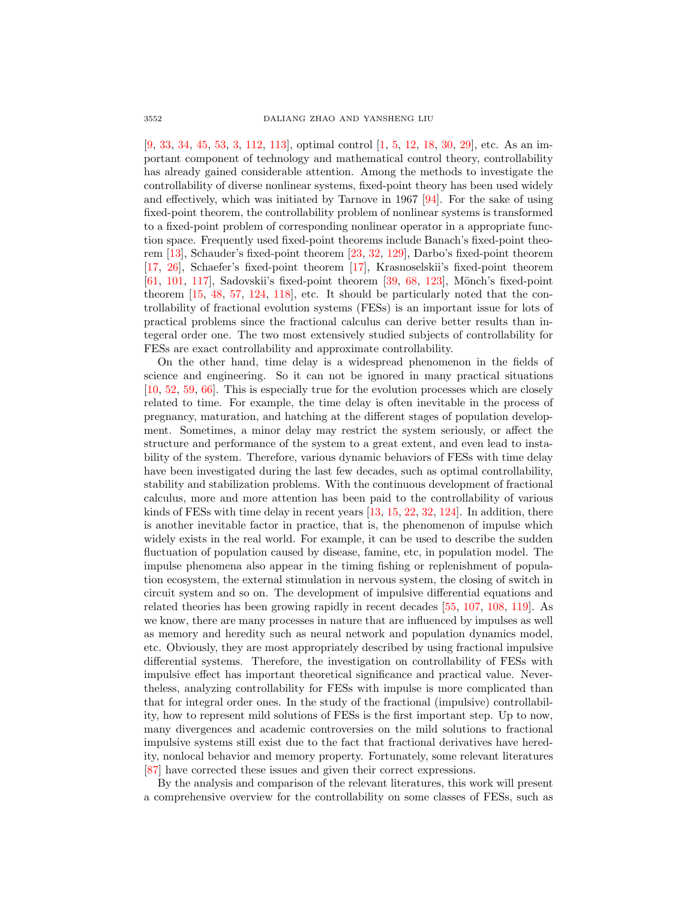[9, 33, 34, 45, 53, 3, 112, 113], optimal control [1, 5, 12, 18, 30, 29], etc. As an important component of technology and mathematical control theory, controllability has already gained considerable attention. Among the methods to investigate the controllability of diverse nonlinear systems, fixed-point theory has been used widely and effectively, which was initiated by Tarnove in 1967 [94]. For the sake of using fixed-point theorem, the controllability problem of nonlinear systems is transformed to a fixed-point problem of corresponding nonlinear operator in a appropriate function space. Frequently used fixed-point theorems include Banach's fixed-point theorem [13], Schauder's fixed-point theorem [23, 32, 129], Darbo's fixed-point theorem [17, 26], Schaefer's fixed-point theorem [17], Krasnoselskii's fixed-point theorem [61, 101, 117], Sadovskii's fixed-point theorem [39, 68, 123], Mönch's fixed-point theorem [15, 48, 57, 124, 118], etc. It should be particularly noted that the controllability of fractional evolution systems (FESs) is an important issue for lots of practical problems since the fractional calculus can derive better results than integeral order one. The two most extensively studied subjects of controllability for FESs are exact controllability and approximate controllability.

On the other hand, time delay is a widespread phenomenon in the fields of science and engineering. So it can not be ignored in many practical situations [10, 52, 59, 66]. This is especially true for the evolution processes which are closely related to time. For example, the time delay is often inevitable in the process of pregnancy, maturation, and hatching at the different stages of population development. Sometimes, a minor delay may restrict the system seriously, or affect the structure and performance of the system to a great extent, and even lead to instability of the system. Therefore, various dynamic behaviors of FESs with time delay have been investigated during the last few decades, such as optimal controllability, stability and stabilization problems. With the continuous development of fractional calculus, more and more attention has been paid to the controllability of various kinds of FESs with time delay in recent years [13, 15, 22, 32, 124]. In addition, there is another inevitable factor in practice, that is, the phenomenon of impulse which widely exists in the real world. For example, it can be used to describe the sudden fluctuation of population caused by disease, famine, etc, in population model. The impulse phenomena also appear in the timing fishing or replenishment of population ecosystem, the external stimulation in nervous system, the closing of switch in circuit system and so on. The development of impulsive differential equations and related theories has been growing rapidly in recent decades [55, 107, 108, 119]. As we know, there are many processes in nature that are influenced by impulses as well as memory and heredity such as neural network and population dynamics model, etc. Obviously, they are most appropriately described by using fractional impulsive differential systems. Therefore, the investigation on controllability of FESs with impulsive effect has important theoretical significance and practical value. Nevertheless, analyzing controllability for FESs with impulse is more complicated than that for integral order ones. In the study of the fractional (impulsive) controllability, how to represent mild solutions of FESs is the first important step. Up to now, many divergences and academic controversies on the mild solutions to fractional impulsive systems still exist due to the fact that fractional derivatives have heredity, nonlocal behavior and memory property. Fortunately, some relevant literatures [87] have corrected these issues and given their correct expressions.

By the analysis and comparison of the relevant literatures, this work will present a comprehensive overview for the controllability on some classes of FESs, such as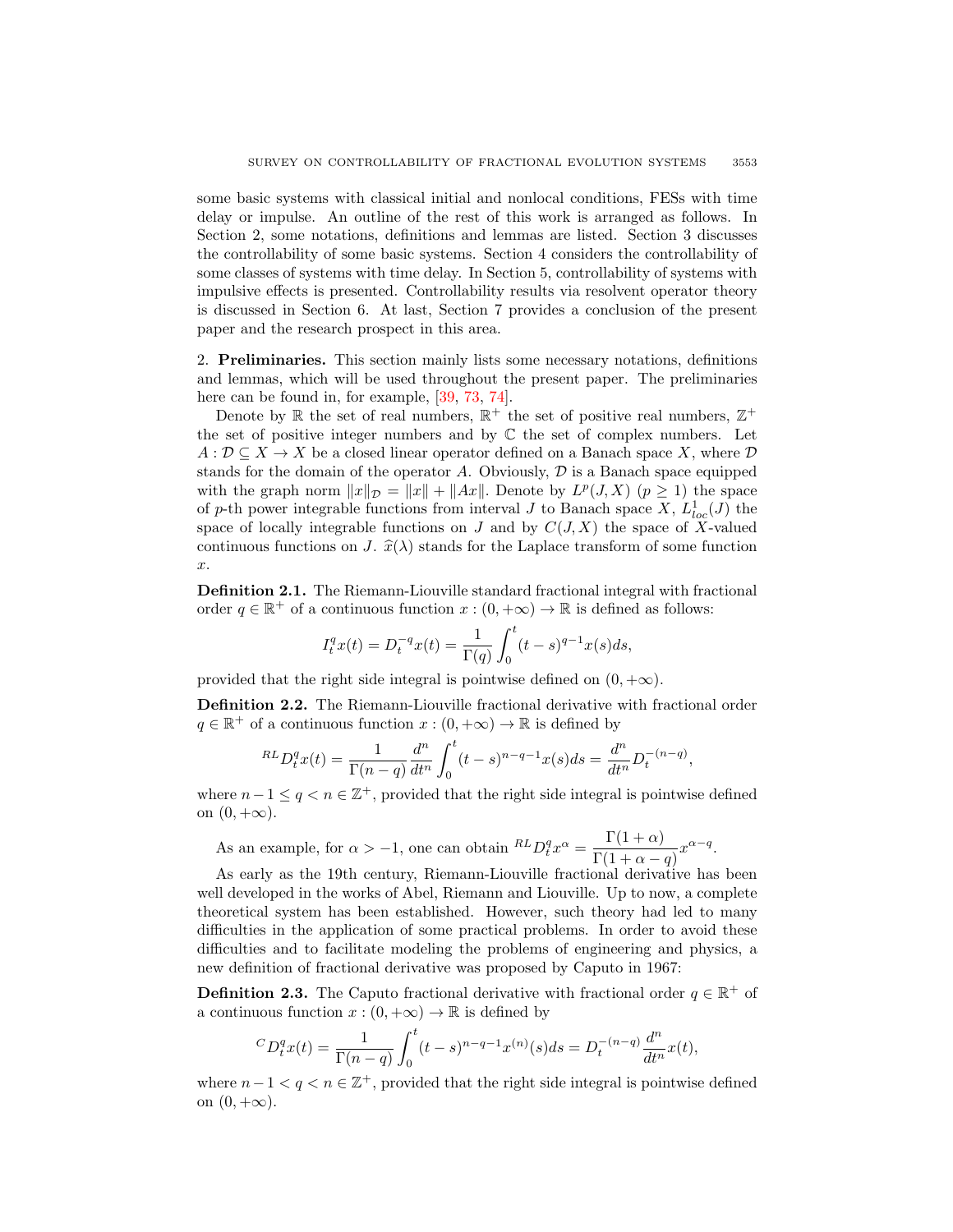some basic systems with classical initial and nonlocal conditions, FESs with time delay or impulse. An outline of the rest of this work is arranged as follows. In Section 2, some notations, definitions and lemmas are listed. Section 3 discusses the controllability of some basic systems. Section 4 considers the controllability of some classes of systems with time delay. In Section 5, controllability of systems with impulsive effects is presented. Controllability results via resolvent operator theory is discussed in Section 6. At last, Section 7 provides a conclusion of the present paper and the research prospect in this area.

## 2. Preliminaries.

This section mainly lists some necessary notations, definitions and lemmas, which will be used throughout the present paper. The preliminaries here can be found in, for example, [39, 73, 74].

Denote by $\mathbb{R}$ the set of real numbers, $\mathbb{R}^+$ the set of positive real numbers, $\mathbb{Z}^+$ the set of positive integer numbers and by $\mathbb{C}$ the set of complex numbers. Let $A : \mathcal{D} \subseteq X \to X$ be a closed linear operator defined on a Banach space $X$, where $\mathcal{D}$ stands for the domain of the operator $A$. Obviously, $\mathcal{D}$ is a Banach space equipped with the graph norm $\|x\|_{\mathcal{D}} = \|x\| + \|Ax\|$. Denote by $L^p(J, X)$ $(p \geq 1)$ the space of $p$-th power integrable functions from interval $J$ to Banach space $X$, $L^1_{loc}(J)$ the space of locally integrable functions on $J$ and by $C(J, X)$ the space of $X$-valued continuous functions on $J$. $\widehat{x}(\lambda)$ stands for the Laplace transform of some function $x$.

**Definition 2.1.** The Riemann-Liouville standard fractional integral with fractional order $q \in \mathbb{R}^+$ of a continuous function $x : (0, +\infty) \to \mathbb{R}$ is defined as follows:

$$I_t^q x(t) = D_t^{-q} x(t) = \frac{1}{\Gamma(q)} \int_0^t (t-s)^{q-1} x(s) ds,$$

provided that the right side integral is pointwise defined on $(0, +\infty)$.

**Definition 2.2.** The Riemann-Liouville fractional derivative with fractional order $q \in \mathbb{R}^+$ of a continuous function $x : (0, +\infty) \to \mathbb{R}$ is defined by

$${}^{RL}D_t^q x(t) = \frac{1}{\Gamma(n-q)} \frac{d^n}{dt^n} \int_0^t (t-s)^{n-q-1} x(s) ds = \frac{d^n}{dt^n} D_t^{-(n-q)},$$

where $n - 1 \leq q < n \in \mathbb{Z}^+$, provided that the right side integral is pointwise defined on $(0, +\infty)$.

As an example, for $\alpha > -1$, one can obtain ${}^{RL}D_t^q x^\alpha = \dfrac{\Gamma(1+\alpha)}{\Gamma(1+\alpha-q)} x^{\alpha-q}$.

As early as the 19th century, Riemann-Liouville fractional derivative has been well developed in the works of Abel, Riemann and Liouville. Up to now, a complete theoretical system has been established. However, such theory had led to many difficulties in the application of some practical problems. In order to avoid these difficulties and to facilitate modeling the problems of engineering and physics, a new definition of fractional derivative was proposed by Caputo in 1967:

**Definition 2.3.** The Caputo fractional derivative with fractional order $q \in \mathbb{R}^+$ of a continuous function $x : (0, +\infty) \to \mathbb{R}$ is defined by

$${}^{C}D_t^q x(t) = \frac{1}{\Gamma(n-q)} \int_0^t (t-s)^{n-q-1} x^{(n)}(s) ds = D_t^{-(n-q)} \frac{d^n}{dt^n} x(t),$$

where $n - 1 < q < n \in \mathbb{Z}^+$, provided that the right side integral is pointwise defined on $(0, +\infty)$.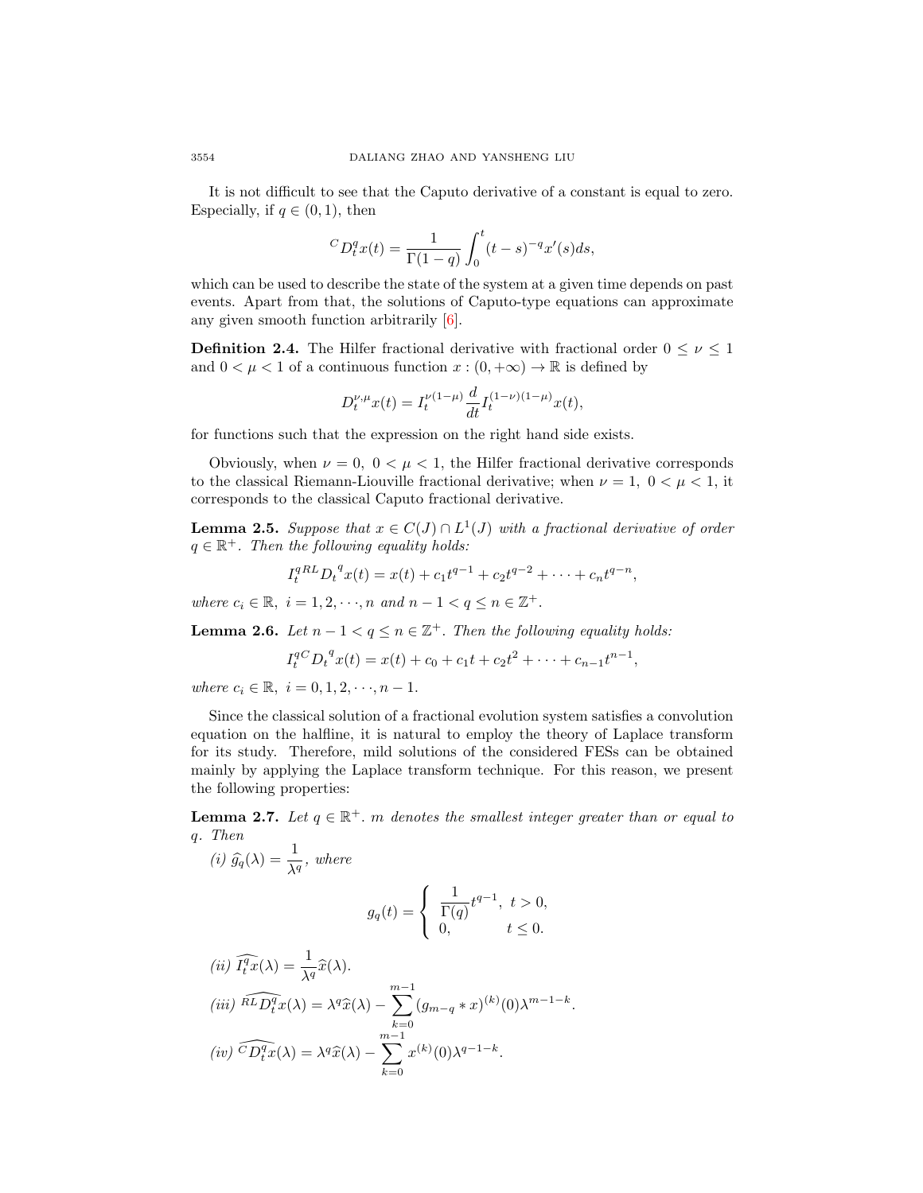It is not difficult to see that the Caputo derivative of a constant is equal to zero. Especially, if $q \in (0,1)$, then

$$^{C}D_t^q x(t) = \frac{1}{\Gamma(1-q)} \int_0^t (t-s)^{-q} x'(s) ds,$$

which can be used to describe the state of the system at a given time depends on past events. Apart from that, the solutions of Caputo-type equations can approximate any given smooth function arbitrarily [6].

**Definition 2.4.** The Hilfer fractional derivative with fractional order $0 \le \nu \le 1$ and $0 < \mu < 1$ of a continuous function $x : (0, +\infty) \to \mathbb{R}$ is defined by

$$D_t^{\nu,\mu} x(t) = I_t^{\nu(1-\mu)} \frac{d}{dt} I_t^{(1-\nu)(1-\mu)} x(t),$$

for functions such that the expression on the right hand side exists.

Obviously, when $\nu = 0,\ 0 < \mu < 1$, the Hilfer fractional derivative corresponds to the classical Riemann-Liouville fractional derivative; when $\nu = 1,\ 0 < \mu < 1$, it corresponds to the classical Caputo fractional derivative.

**Lemma 2.5.** *Suppose that $x \in C(J) \cap L^1(J)$ with a fractional derivative of order $q \in \mathbb{R}^+$. Then the following equality holds:*

$$I_t^{q\,RL} D_t^{\,q} x(t) = x(t) + c_1 t^{q-1} + c_2 t^{q-2} + \cdots + c_n t^{q-n},$$

*where $c_i \in \mathbb{R},\ i = 1, 2, \cdots, n$ and $n - 1 < q \le n \in \mathbb{Z}^+$.*

**Lemma 2.6.** *Let $n - 1 < q \le n \in \mathbb{Z}^+$. Then the following equality holds:*

$$I_t^{q\,C} D_t^{\,q} x(t) = x(t) + c_0 + c_1 t + c_2 t^2 + \cdots + c_{n-1} t^{n-1},$$

*where $c_i \in \mathbb{R},\ i = 0, 1, 2, \cdots, n-1$.*

Since the classical solution of a fractional evolution system satisfies a convolution equation on the halfline, it is natural to employ the theory of Laplace transform for its study. Therefore, mild solutions of the considered FESs can be obtained mainly by applying the Laplace transform technique. For this reason, we present the following properties:

**Lemma 2.7.** *Let $q \in \mathbb{R}^+$. $m$ denotes the smallest integer greater than or equal to $q$. Then*

*(i)* $\widehat{g}_q(\lambda) = \dfrac{1}{\lambda^q}$, *where*

$$g_q(t) = \begin{cases} \dfrac{1}{\Gamma(q)} t^{q-1}, & t > 0, \\ 0, & t \le 0. \end{cases}$$

*(ii)* $\widehat{I_t^q x}(\lambda) = \dfrac{1}{\lambda^q} \widehat{x}(\lambda)$.

*(iii)* $\widehat{^{RL}D_t^q x}(\lambda) = \lambda^q \widehat{x}(\lambda) - \displaystyle\sum_{k=0}^{m-1} (g_{m-q} * x)^{(k)}(0) \lambda^{m-1-k}$.

*(iv)* $\widehat{^{C}D_t^q x}(\lambda) = \lambda^q \widehat{x}(\lambda) - \displaystyle\sum_{k=0}^{m-1} x^{(k)}(0) \lambda^{q-1-k}$.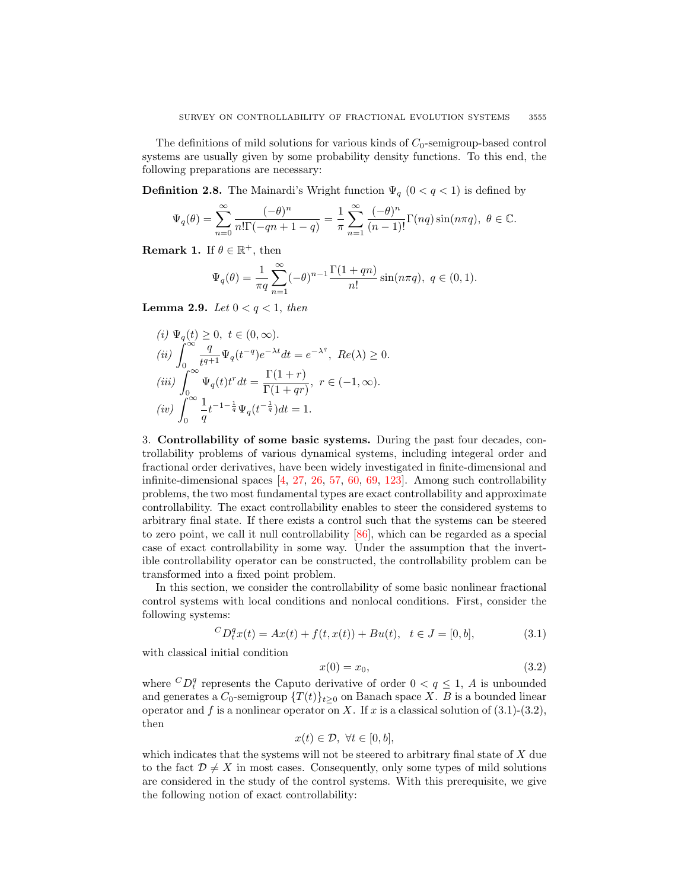The definitions of mild solutions for various kinds of $C_0$-semigroup-based control systems are usually given by some probability density functions. To this end, the following preparations are necessary:

**Definition 2.8.** The Mainardi's Wright function $\Psi_q$ $(0 < q < 1)$ is defined by

$$\Psi_q(\theta) = \sum_{n=0}^{\infty} \frac{(-\theta)^n}{n!\Gamma(-qn+1-q)} = \frac{1}{\pi}\sum_{n=1}^{\infty} \frac{(-\theta)^n}{(n-1)!}\Gamma(nq)\sin(n\pi q),\ \theta \in \mathbb{C}.$$

**Remark 1.** If $\theta \in \mathbb{R}^+$, then

$$\Psi_q(\theta) = \frac{1}{\pi q}\sum_{n=1}^{\infty} (-\theta)^{n-1}\frac{\Gamma(1+qn)}{n!}\sin(n\pi q),\ q \in (0,1).$$

**Lemma 2.9.** *Let* $0 < q < 1$*, then*

*(i)* $\Psi_q(t) \geq 0,\ t \in (0,\infty)$.

*(ii)* $\displaystyle\int_0^{\infty} \frac{q}{t^{q+1}}\Psi_q(t^{-q})e^{-\lambda t}dt = e^{-\lambda^q},\ Re(\lambda) \geq 0.$

*(iii)* $\displaystyle\int_0^{\infty} \Psi_q(t)t^r dt = \frac{\Gamma(1+r)}{\Gamma(1+qr)},\ r \in (-1,\infty).$

*(iv)* $\displaystyle\int_0^{\infty} \frac{1}{q}t^{-1-\frac{1}{q}}\Psi_q(t^{-\frac{1}{q}})dt = 1.$

## 3. Controllability of some basic systems.

During the past four decades, controllability problems of various dynamical systems, including integral order and fractional order derivatives, have been widely investigated in finite-dimensional and infinite-dimensional spaces [4, 27, 26, 57, 60, 69, 123]. Among such controllability problems, the two most fundamental types are exact controllability and approximate controllability. The exact controllability enables to steer the considered systems to arbitrary final state. If there exists a control such that the systems can be steered to zero point, we call it null controllability [86], which can be regarded as a special case of exact controllability in some way. Under the assumption that the invertible controllability operator can be constructed, the controllability problem can be transformed into a fixed point problem.

In this section, we consider the controllability of some basic nonlinear fractional control systems with local conditions and nonlocal conditions. First, consider the following systems:

$$^{C}D_t^q x(t) = Ax(t) + f(t,x(t)) + Bu(t),\ \ t \in J = [0,b], \tag{3.1}$$

with classical initial condition

$$x(0) = x_0, \tag{3.2}$$

where $^{C}D_t^q$ represents the Caputo derivative of order $0 < q \leq 1$, $A$ is unbounded and generates a $C_0$-semigroup $\{T(t)\}_{t\geq 0}$ on Banach space $X$. $B$ is a bounded linear operator and $f$ is a nonlinear operator on $X$. If $x$ is a classical solution of (3.1)-(3.2), then

$$x(t) \in \mathcal{D},\ \forall t \in [0,b],$$

which indicates that the systems will not be steered to arbitrary final state of $X$ due to the fact $\mathcal{D} \neq X$ in most cases. Consequently, only some types of mild solutions are considered in the study of the control systems. With this prerequisite, we give the following notion of exact controllability: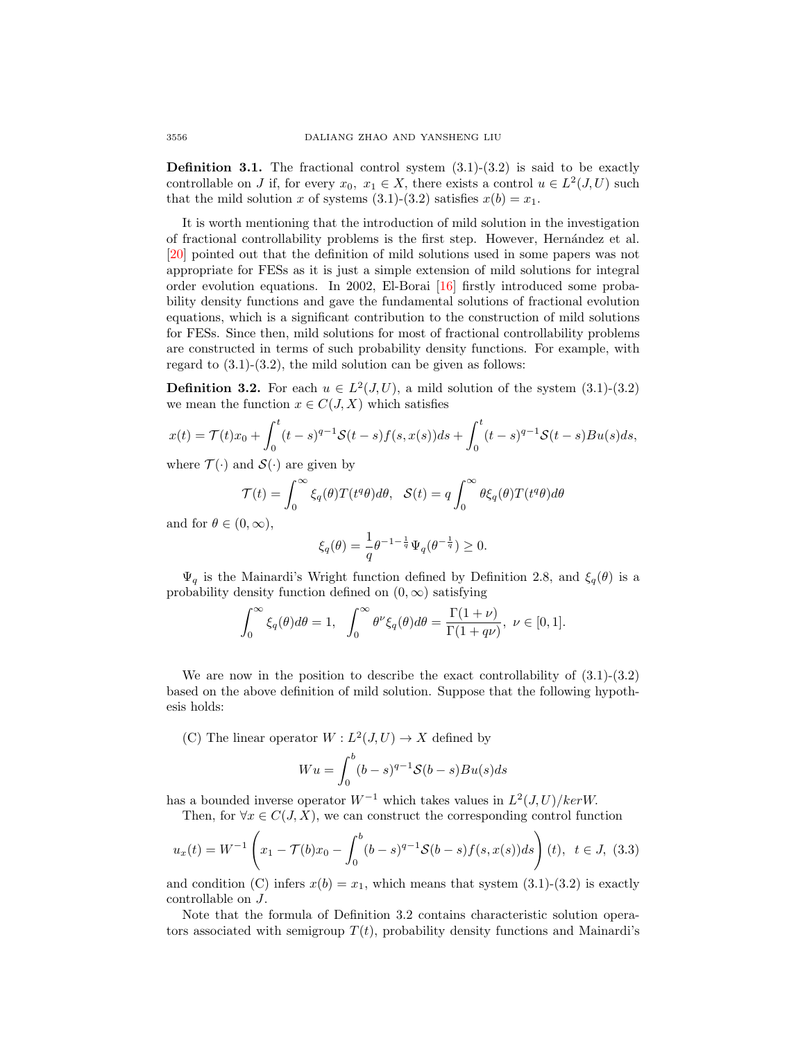**Definition 3.1.** The fractional control system (3.1)-(3.2) is said to be exactly controllable on $J$ if, for every $x_0,\ x_1 \in X$, there exists a control $u \in L^2(J, U)$ such that the mild solution $x$ of systems (3.1)-(3.2) satisfies $x(b) = x_1$.

It is worth mentioning that the introduction of mild solution in the investigation of fractional controllability problems is the first step. However, Hernández et al. [20] pointed out that the definition of mild solutions used in some papers was not appropriate for FESs as it is just a simple extension of mild solutions for integral order evolution equations. In 2002, El-Borai [16] firstly introduced some probability density functions and gave the fundamental solutions of fractional evolution equations, which is a significant contribution to the construction of mild solutions for FESs. Since then, mild solutions for most of fractional controllability problems are constructed in terms of such probability density functions. For example, with regard to (3.1)-(3.2), the mild solution can be given as follows:

**Definition 3.2.** For each $u \in L^2(J, U)$, a mild solution of the system (3.1)-(3.2) we mean the function $x \in C(J, X)$ which satisfies

$$x(t) = \mathcal{T}(t)x_0 + \int_0^t (t-s)^{q-1}\mathcal{S}(t-s)f(s, x(s))ds + \int_0^t (t-s)^{q-1}\mathcal{S}(t-s)Bu(s)ds,$$

where $\mathcal{T}(\cdot)$ and $\mathcal{S}(\cdot)$ are given by

$$\mathcal{T}(t) = \int_0^\infty \xi_q(\theta)T(t^q\theta)d\theta, \quad \mathcal{S}(t) = q\int_0^\infty \theta\xi_q(\theta)T(t^q\theta)d\theta$$

and for $\theta \in (0, \infty)$,

$$\xi_q(\theta) = \frac{1}{q}\theta^{-1-\frac{1}{q}}\Psi_q(\theta^{-\frac{1}{q}}) \geq 0.$$

$\Psi_q$ is the Mainardi's Wright function defined by Definition 2.8, and $\xi_q(\theta)$ is a probability density function defined on $(0, \infty)$ satisfying

$$\int_0^\infty \xi_q(\theta)d\theta = 1, \quad \int_0^\infty \theta^\nu \xi_q(\theta)d\theta = \frac{\Gamma(1+\nu)}{\Gamma(1+q\nu)},\ \nu \in [0, 1].$$

We are now in the position to describe the exact controllability of (3.1)-(3.2) based on the above definition of mild solution. Suppose that the following hypothesis holds:

(C) The linear operator $W : L^2(J, U) \to X$ defined by

$$Wu = \int_0^b (b-s)^{q-1}\mathcal{S}(b-s)Bu(s)ds$$

has a bounded inverse operator $W^{-1}$ which takes values in $L^2(J, U)/kerW$.

Then, for $\forall x \in C(J, X)$, we can construct the corresponding control function

$$u_x(t) = W^{-1}\left(x_1 - \mathcal{T}(b)x_0 - \int_0^b (b-s)^{q-1}\mathcal{S}(b-s)f(s, x(s))ds\right)(t),\ \ t \in J, \ (3.3)$$

and condition (C) infers $x(b) = x_1$, which means that system (3.1)-(3.2) is exactly controllable on $J$.

Note that the formula of Definition 3.2 contains characteristic solution operators associated with semigroup $T(t)$, probability density functions and Mainardi's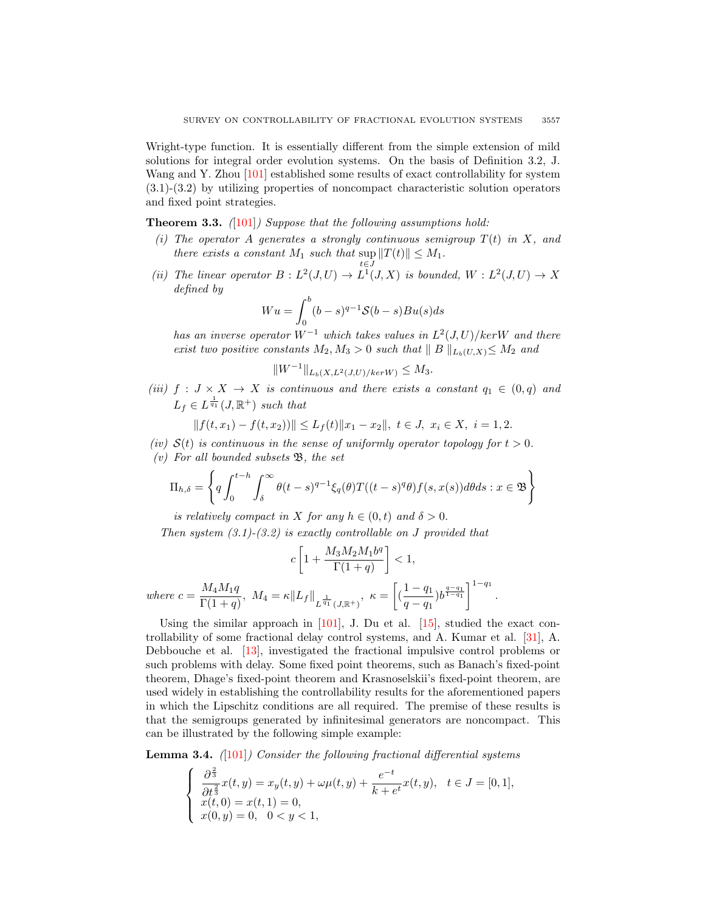Wright-type function. It is essentially different from the simple extension of mild solutions for integral order evolution systems. On the basis of Definition 3.2, J. Wang and Y. Zhou [101] established some results of exact controllability for system (3.1)-(3.2) by utilizing properties of noncompact characteristic solution operators and fixed point strategies.

**Theorem 3.3.** *([101]) Suppose that the following assumptions hold:*

*(i) The operator $A$ generates a strongly continuous semigroup $T(t)$ in $X$, and there exists a constant $M_1$ such that $\sup_{t\in J}\|T(t)\| \leq M_1$.*

*(ii) The linear operator $B : L^2(J,U) \to L^1(J,X)$ is bounded, $W : L^2(J,U) \to X$ defined by*

$$Wu = \int_0^b (b-s)^{q-1}\mathcal{S}(b-s)Bu(s)ds$$

*has an inverse operator $W^{-1}$ which takes values in $L^2(J,U)/kerW$ and there exist two positive constants $M_2, M_3 > 0$ such that $\| B \|_{L_b(U,X)} \leq M_2$ and*

$$\|W^{-1}\|_{L_b(X,L^2(J,U)/kerW)} \leq M_3.$$

*(iii) $f : J \times X \to X$ is continuous and there exists a constant $q_1 \in (0,q)$ and $L_f \in L^{\frac{1}{q_1}}(J,\mathbb{R}^+)$ such that*

$$\|f(t,x_1) - f(t,x_2)\| \leq L_f(t)\|x_1 - x_2\|,\ t \in J,\ x_i \in X,\ i = 1,2.$$

*(iv) $\mathcal{S}(t)$ is continuous in the sense of uniformly operator topology for $t > 0$.*

*(v) For all bounded subsets $\mathfrak{B}$, the set*

$$\Pi_{h,\delta} = \left\{ q\int_0^{t-h}\int_\delta^\infty \theta(t-s)^{q-1}\xi_q(\theta)T((t-s)^q\theta)f(s,x(s))d\theta ds : x \in \mathfrak{B} \right\}$$

*is relatively compact in $X$ for any $h \in (0,t)$ and $\delta > 0$.*

*Then system (3.1)-(3.2) is exactly controllable on $J$ provided that*

$$c\left[1 + \frac{M_3 M_2 M_1 b^q}{\Gamma(1+q)}\right] < 1,$$

*where* $c = \dfrac{M_4 M_1 q}{\Gamma(1+q)},\ M_4 = \kappa\|L_f\|_{L^{\frac{1}{q_1}}(J,\mathbb{R}^+)},\ \kappa = \left[(\dfrac{1-q_1}{q-q_1})b^{\frac{q-q_1}{1-q_1}}\right]^{1-q_1}.$

Using the similar approach in [101], J. Du et al. [15], studied the exact controllability of some fractional delay control systems, and A. Kumar et al. [31], A. Debbouche et al. [13], investigated the fractional impulsive control problems or such problems with delay. Some fixed point theorems, such as Banach's fixed-point theorem, Dhage's fixed-point theorem and Krasnoselskii's fixed-point theorem, are used widely in establishing the controllability results for the aforementioned papers in which the Lipschitz conditions are all required. The premise of these results is that the semigroups generated by infinitesimal generators are noncompact. This can be illustrated by the following simple example:

**Lemma 3.4.** *([101]) Consider the following fractional differential systems*

$$\begin{cases} \dfrac{\partial^{\frac{2}{3}}}{\partial t^{\frac{2}{3}}}x(t,y) = x_y(t,y) + \omega\mu(t,y) + \dfrac{e^{-t}}{k+e^t}x(t,y), \quad t \in J = [0,1], \\ x(t,0) = x(t,1) = 0, \\ x(0,y) = 0, \quad 0 < y < 1, \end{cases}$$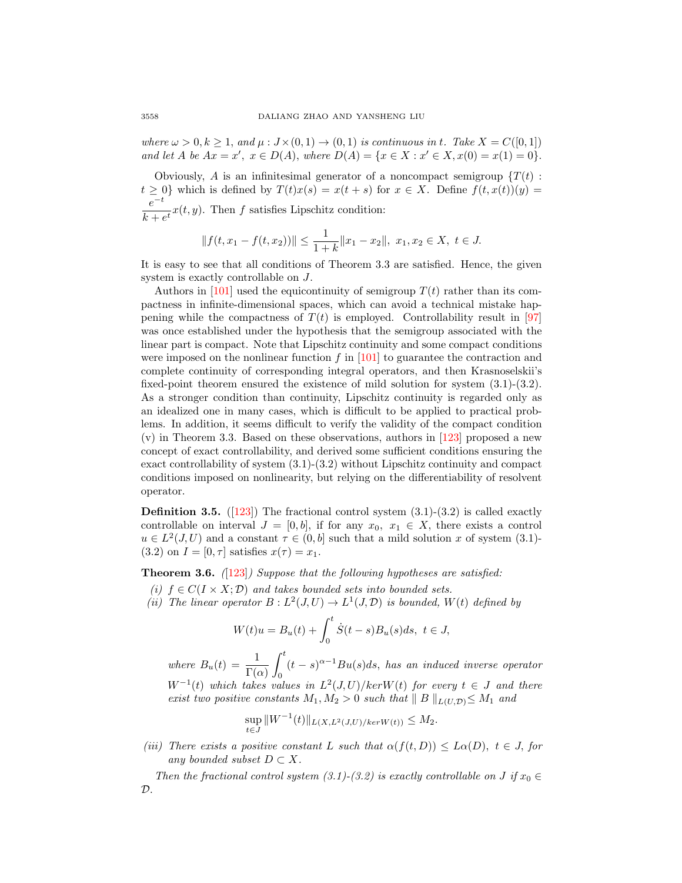*where $\omega > 0, k \geq 1$, and $\mu : J \times (0,1) \to (0,1)$ is continuous in $t$. Take $X = C([0,1])$ and let $A$ be $Ax = x'$, $x \in D(A)$, where $D(A) = \{x \in X : x' \in X, x(0) = x(1) = 0\}$.*

Obviously, $A$ is an infinitesimal generator of a noncompact semigroup $\{T(t) : t \geq 0\}$ which is defined by $T(t)x(s) = x(t+s)$ for $x \in X$. Define $f(t, x(t))(y) = \dfrac{e^{-t}}{k+e^t} x(t, y)$. Then $f$ satisfies Lipschitz condition:

$$\|f(t, x_1 - f(t, x_2))\| \leq \frac{1}{1+k}\|x_1 - x_2\|, \ x_1, x_2 \in X, \ t \in J.$$

It is easy to see that all conditions of Theorem 3.3 are satisfied. Hence, the given system is exactly controllable on $J$.

Authors in [101] used the equicontinuity of semigroup $T(t)$ rather than its compactness in infinite-dimensional spaces, which can avoid a technical mistake happening while the compactness of $T(t)$ is employed. Controllability result in [97] was once established under the hypothesis that the semigroup associated with the linear part is compact. Note that Lipschitz continuity and some compact conditions were imposed on the nonlinear function $f$ in [101] to guarantee the contraction and complete continuity of corresponding integral operators, and then Krasnoselskii's fixed-point theorem ensured the existence of mild solution for system (3.1)-(3.2). As a stronger condition than continuity, Lipschitz continuity is regarded only as an idealized one in many cases, which is difficult to be applied to practical problems. In addition, it seems difficult to verify the validity of the compact condition (v) in Theorem 3.3. Based on these observations, authors in [123] proposed a new concept of exact controllability, and derived some sufficient conditions ensuring the exact controllability of system (3.1)-(3.2) without Lipschitz continuity and compact conditions imposed on nonlinearity, but relying on the differentiability of resolvent operator.

**Definition 3.5.** ([123]) The fractional control system (3.1)-(3.2) is called exactly controllable on interval $J = [0, b]$, if for any $x_0$, $x_1 \in X$, there exists a control $u \in L^2(J, U)$ and a constant $\tau \in (0, b]$ such that a mild solution $x$ of system (3.1)-(3.2) on $I = [0, \tau]$ satisfies $x(\tau) = x_1$.

**Theorem 3.6.** *([123]) Suppose that the following hypotheses are satisfied:*

*(i) $f \in C(I \times X; \mathcal{D})$ and takes bounded sets into bounded sets.*

*(ii) The linear operator $B : L^2(J, U) \to L^1(J, \mathcal{D})$ is bounded, $W(t)$ defined by*

$$W(t)u = B_u(t) + \int_0^t \dot{S}(t-s)B_u(s)ds, \ t \in J,$$

*where $B_u(t) = \dfrac{1}{\Gamma(\alpha)}\displaystyle\int_0^t (t-s)^{\alpha-1}Bu(s)ds$, has an induced inverse operator $W^{-1}(t)$ which takes values in $L^2(J, U)/kerW(t)$ for every $t \in J$ and there exist two positive constants $M_1, M_2 > 0$ such that $\| B \|_{L(U,\mathcal{D})} \leq M_1$ and*

$$\sup_{t \in J} \|W^{-1}(t)\|_{L(X, L^2(J,U)/kerW(t))} \leq M_2.$$

*(iii) There exists a positive constant $L$ such that $\alpha(f(t, D)) \leq L\alpha(D)$, $t \in J$, for any bounded subset $D \subset X$.*

*Then the fractional control system (3.1)-(3.2) is exactly controllable on $J$ if $x_0 \in \mathcal{D}$.*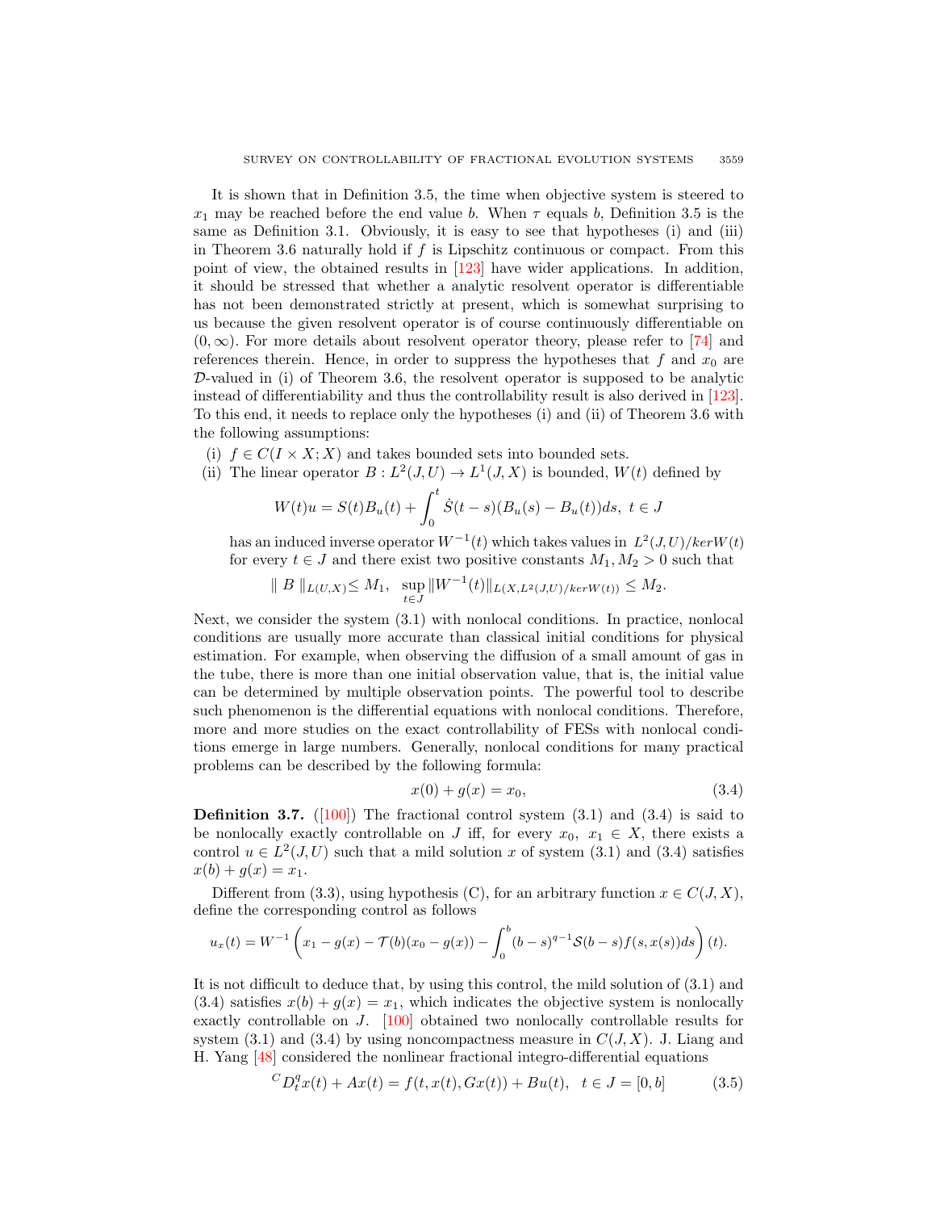It is shown that in Definition 3.5, the time when objective system is steered to $x_1$ may be reached before the end value $b$. When $\tau$ equals $b$, Definition 3.5 is the same as Definition 3.1. Obviously, it is easy to see that hypotheses (i) and (iii) in Theorem 3.6 naturally hold if $f$ is Lipschitz continuous or compact. From this point of view, the obtained results in [123] have wider applications. In addition, it should be stressed that whether a analytic resolvent operator is differentiable has not been demonstrated strictly at present, which is somewhat surprising to us because the given resolvent operator is of course continuously differentiable on $(0, \infty)$. For more details about resolvent operator theory, please refer to [74] and references therein. Hence, in order to suppress the hypotheses that $f$ and $x_0$ are $\mathcal{D}$-valued in (i) of Theorem 3.6, the resolvent operator is supposed to be analytic instead of differentiability and thus the controllability result is also derived in [123]. To this end, it needs to replace only the hypotheses (i) and (ii) of Theorem 3.6 with the following assumptions:

(i) $f \in C(I \times X; X)$ and takes bounded sets into bounded sets.

(ii) The linear operator $B : L^2(J, U) \to L^1(J, X)$ is bounded, $W(t)$ defined by

$$W(t)u = S(t)B_u(t) + \int_0^t \dot{S}(t-s)(B_u(s) - B_u(t))ds, \ t \in J$$

has an induced inverse operator $W^{-1}(t)$ which takes values in $L^2(J, U)/kerW(t)$ for every $t \in J$ and there exist two positive constants $M_1, M_2 > 0$ such that

$$\| B \|_{L(U,X)} \leq M_1, \ \sup_{t \in J} \|W^{-1}(t)\|_{L(X, L^2(J,U)/kerW(t))} \leq M_2.$$

Next, we consider the system (3.1) with nonlocal conditions. In practice, nonlocal conditions are usually more accurate than classical initial conditions for physical estimation. For example, when observing the diffusion of a small amount of gas in the tube, there is more than one initial observation value, that is, the initial value can be determined by multiple observation points. The powerful tool to describe such phenomenon is the differential equations with nonlocal conditions. Therefore, more and more studies on the exact controllability of FESs with nonlocal conditions emerge in large numbers. Generally, nonlocal conditions for many practical problems can be described by the following formula:

$$x(0) + g(x) = x_0, \tag{3.4}$$

**Definition 3.7.** ([100]) The fractional control system (3.1) and (3.4) is said to be nonlocally exactly controllable on $J$ iff, for every $x_0, \ x_1 \in X$, there exists a control $u \in L^2(J, U)$ such that a mild solution $x$ of system (3.1) and (3.4) satisfies $x(b) + g(x) = x_1$.

Different from (3.3), using hypothesis (C), for an arbitrary function $x \in C(J, X)$, define the corresponding control as follows

$$u_x(t) = W^{-1}\left(x_1 - g(x) - \mathcal{T}(b)(x_0 - g(x)) - \int_0^b (b-s)^{q-1}\mathcal{S}(b-s)f(s, x(s))ds\right)(t).$$

It is not difficult to deduce that, by using this control, the mild solution of (3.1) and (3.4) satisfies $x(b) + g(x) = x_1$, which indicates the objective system is nonlocally exactly controllable on $J$. [100] obtained two nonlocally controllable results for system (3.1) and (3.4) by using noncompactness measure in $C(J, X)$. J. Liang and H. Yang [48] considered the nonlinear fractional integro-differential equations

$$^CD_t^q x(t) + Ax(t) = f(t, x(t), Gx(t)) + Bu(t), \ \ t \in J = [0, b] \tag{3.5}$$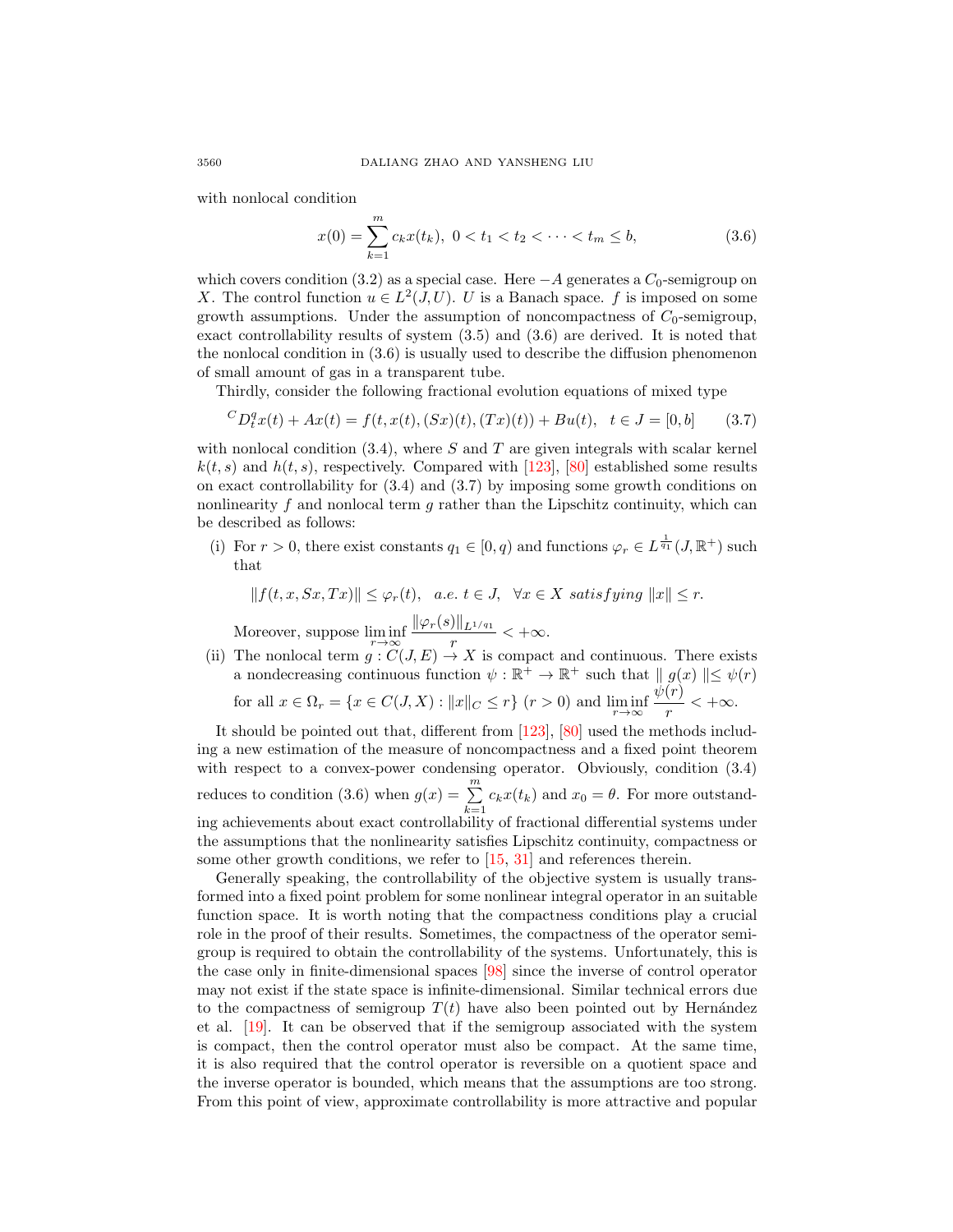with nonlocal condition

$$x(0)=\sum_{k=1}^{m}c_kx(t_k),\ 0<t_1<t_2<\cdots<t_m\le b, \tag{3.6}$$

which covers condition (3.2) as a special case. Here $-A$ generates a $C_0$-semigroup on $X$. The control function $u\in L^2(J,U)$. $U$ is a Banach space. $f$ is imposed on some growth assumptions. Under the assumption of noncompactness of $C_0$-semigroup, exact controllability results of system (3.5) and (3.6) are derived. It is noted that the nonlocal condition in (3.6) is usually used to describe the diffusion phenomenon of small amount of gas in a transparent tube.

Thirdly, consider the following fractional evolution equations of mixed type

$${}^CD_t^qx(t)+Ax(t)=f(t,x(t),(Sx)(t),(Tx)(t))+Bu(t),\quad t\in J=[0,b] \tag{3.7}$$

with nonlocal condition (3.4), where $S$ and $T$ are given integrals with scalar kernel $k(t,s)$ and $h(t,s)$, respectively. Compared with [123], [80] established some results on exact controllability for (3.4) and (3.7) by imposing some growth conditions on nonlinearity $f$ and nonlocal term $g$ rather than the Lipschitz continuity, which can be described as follows:

(i) For $r>0$, there exist constants $q_1\in[0,q)$ and functions $\varphi_r\in L^{\frac{1}{q_1}}(J,\mathbb{R}^+)$ such that

$$\|f(t,x,Sx,Tx)\|\le\varphi_r(t),\quad a.e.\ t\in J,\quad \forall x\in X\ satisfying\ \|x\|\le r.$$

Moreover, suppose $\liminf\limits_{r\to\infty}\dfrac{\|\varphi_r(s)\|_{L^{1/q_1}}}{r}<+\infty$.

(ii) The nonlocal term $g:C(J,E)\to X$ is compact and continuous. There exists a nondecreasing continuous function $\psi:\mathbb{R}^+\to\mathbb{R}^+$ such that $\|\ g(x)\ \|\le\psi(r)$ for all $x\in\Omega_r=\{x\in C(J,X):\|x\|_C\le r\}\ (r>0)$ and $\liminf\limits_{r\to\infty}\dfrac{\psi(r)}{r}<+\infty$.

It should be pointed out that, different from [123], [80] used the methods including a new estimation of the measure of noncompactness and a fixed point theorem with respect to a convex-power condensing operator. Obviously, condition (3.4) reduces to condition (3.6) when $g(x)=\sum\limits_{k=1}^{m}c_kx(t_k)$ and $x_0=\theta$. For more outstanding achievements about exact controllability of fractional differential systems under the assumptions that the nonlinearity satisfies Lipschitz continuity, compactness or some other growth conditions, we refer to [15, 31] and references therein.

Generally speaking, the controllability of the objective system is usually transformed into a fixed point problem for some nonlinear integral operator in an suitable function space. It is worth noting that the compactness conditions play a crucial role in the proof of their results. Sometimes, the compactness of the operator semigroup is required to obtain the controllability of the systems. Unfortunately, this is the case only in finite-dimensional spaces [98] since the inverse of control operator may not exist if the state space is infinite-dimensional. Similar technical errors due to the compactness of semigroup $T(t)$ have also been pointed out by Hernández et al. [19]. It can be observed that if the semigroup associated with the system is compact, then the control operator must also be compact. At the same time, it is also required that the control operator is reversible on a quotient space and the inverse operator is bounded, which means that the assumptions are too strong. From this point of view, approximate controllability is more attractive and popular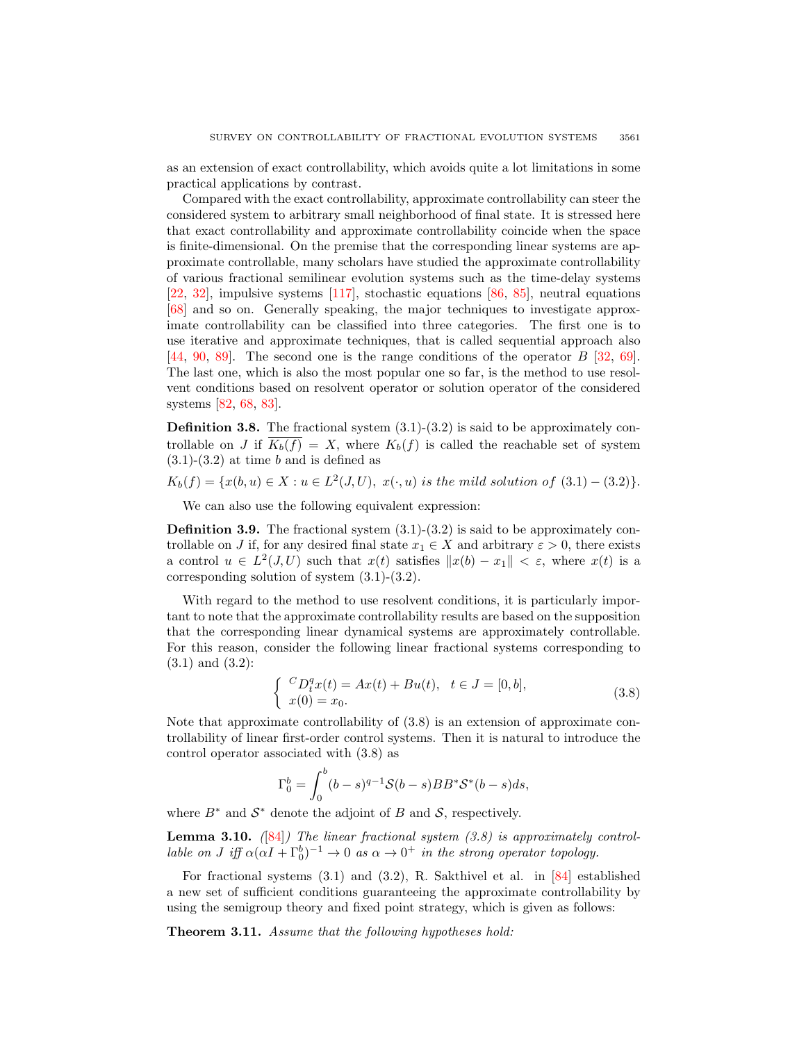as an extension of exact controllability, which avoids quite a lot limitations in some practical applications by contrast.

Compared with the exact controllability, approximate controllability can steer the considered system to arbitrary small neighborhood of final state. It is stressed here that exact controllability and approximate controllability coincide when the space is finite-dimensional. On the premise that the corresponding linear systems are approximate controllable, many scholars have studied the approximate controllability of various fractional semilinear evolution systems such as the time-delay systems [22, 32], impulsive systems [117], stochastic equations [86, 85], neutral equations [68] and so on. Generally speaking, the major techniques to investigate approximate controllability can be classified into three categories. The first one is to use iterative and approximate techniques, that is called sequential approach also [44, 90, 89]. The second one is the range conditions of the operator $B$ [32, 69]. The last one, which is also the most popular one so far, is the method to use resolvent conditions based on resolvent operator or solution operator of the considered systems [82, 68, 83].

**Definition 3.8.** The fractional system (3.1)-(3.2) is said to be approximately controllable on $J$ if $\overline{K_b(f)} = X$, where $K_b(f)$ is called the reachable set of system (3.1)-(3.2) at time $b$ and is defined as

$$K_b(f) = \{x(b,u) \in X : u \in L^2(J,U),\ x(\cdot,u) \text{ is the mild solution of } (3.1)-(3.2)\}.$$

We can also use the following equivalent expression:

**Definition 3.9.** The fractional system (3.1)-(3.2) is said to be approximately controllable on $J$ if, for any desired final state $x_1 \in X$ and arbitrary $\varepsilon > 0$, there exists a control $u \in L^2(J,U)$ such that $x(t)$ satisfies $\|x(b) - x_1\| < \varepsilon$, where $x(t)$ is a corresponding solution of system (3.1)-(3.2).

With regard to the method to use resolvent conditions, it is particularly important to note that the approximate controllability results are based on the supposition that the corresponding linear dynamical systems are approximately controllable. For this reason, consider the following linear fractional systems corresponding to (3.1) and (3.2):

$$\begin{cases} {}^C D_t^q x(t) = Ax(t) + Bu(t), & t \in J = [0,b], \\ x(0) = x_0. \end{cases} \tag{3.8}$$

Note that approximate controllability of (3.8) is an extension of approximate controllability of linear first-order control systems. Then it is natural to introduce the control operator associated with (3.8) as

$$\Gamma_0^b = \int_0^b (b-s)^{q-1} \mathcal{S}(b-s) BB^* \mathcal{S}^*(b-s) ds,$$

where $B^*$ and $\mathcal{S}^*$ denote the adjoint of $B$ and $\mathcal{S}$, respectively.

**Lemma 3.10.** *([84]) The linear fractional system (3.8) is approximately controllable on $J$ iff $\alpha(\alpha I + \Gamma_0^b)^{-1} \to 0$ as $\alpha \to 0^+$ in the strong operator topology.*

For fractional systems (3.1) and (3.2), R. Sakthivel et al. in [84] established a new set of sufficient conditions guaranteeing the approximate controllability by using the semigroup theory and fixed point strategy, which is given as follows:

**Theorem 3.11.** *Assume that the following hypotheses hold:*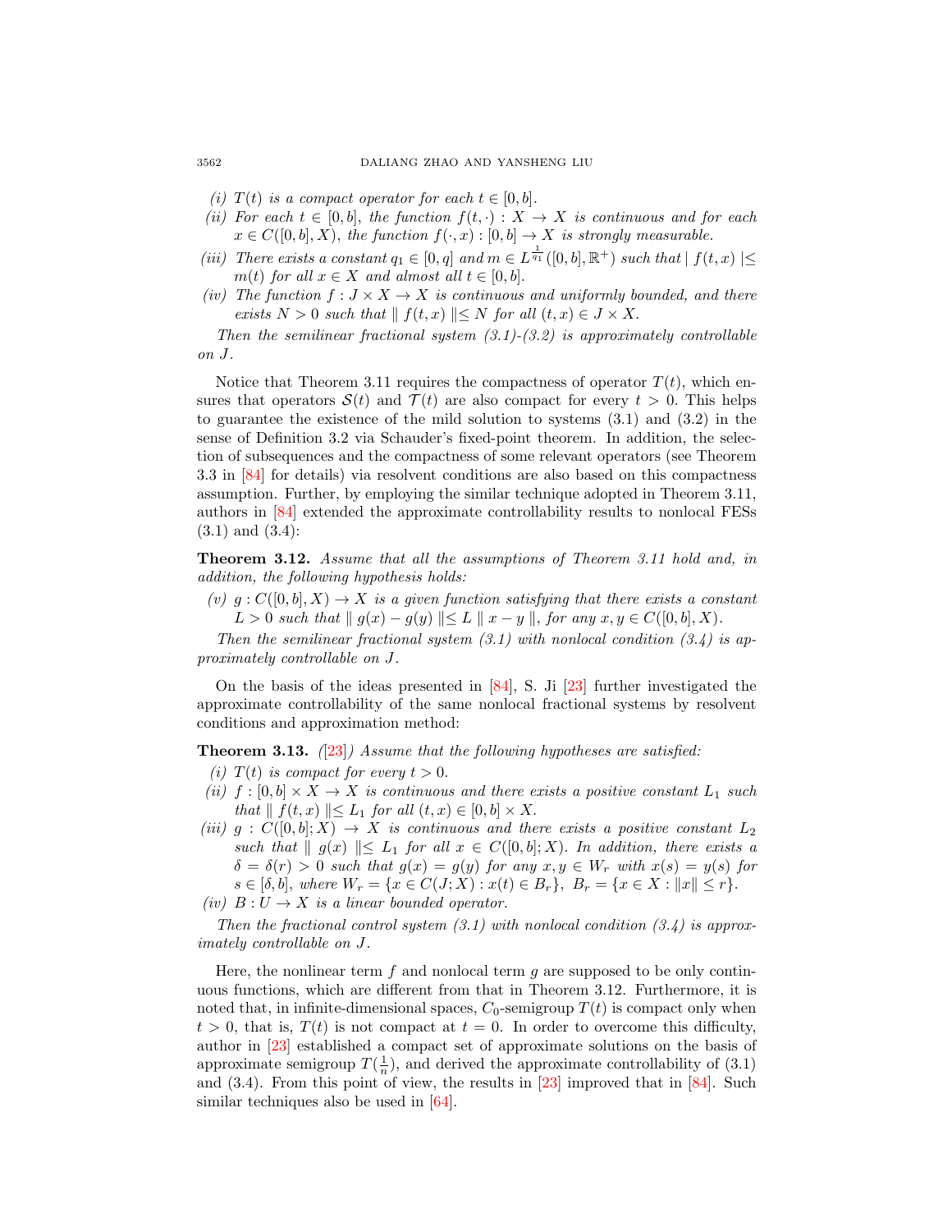*(i) $T(t)$ is a compact operator for each $t \in [0, b]$.*

*(ii) For each $t \in [0, b]$, the function $f(t, \cdot) : X \to X$ is continuous and for each $x \in C([0, b], X)$, the function $f(\cdot, x) : [0, b] \to X$ is strongly measurable.*

*(iii) There exists a constant $q_1 \in [0, q]$ and $m \in L^{\frac{1}{q_1}}([0, b], \mathbb{R}^+)$ such that $| f(t, x) | \leq m(t)$ for all $x \in X$ and almost all $t \in [0, b]$.*

*(iv) The function $f : J \times X \to X$ is continuous and uniformly bounded, and there exists $N > 0$ such that $\| f(t, x) \| \leq N$ for all $(t, x) \in J \times X$.*

*Then the semilinear fractional system (3.1)-(3.2) is approximately controllable on $J$.*

Notice that Theorem 3.11 requires the compactness of operator $T(t)$, which ensures that operators $\mathcal{S}(t)$ and $\mathcal{T}(t)$ are also compact for every $t > 0$. This helps to guarantee the existence of the mild solution to systems (3.1) and (3.2) in the sense of Definition 3.2 via Schauder's fixed-point theorem. In addition, the selection of subsequences and the compactness of some relevant operators (see Theorem 3.3 in [84] for details) via resolvent conditions are also based on this compactness assumption. Further, by employing the similar technique adopted in Theorem 3.11, authors in [84] extended the approximate controllability results to nonlocal FESs (3.1) and (3.4):

**Theorem 3.12.** *Assume that all the assumptions of Theorem 3.11 hold and, in addition, the following hypothesis holds:*

*(v) $g : C([0, b], X) \to X$ is a given function satisfying that there exists a constant $L > 0$ such that $\| g(x) - g(y) \| \leq L \| x - y \|$, for any $x, y \in C([0, b], X)$.*

*Then the semilinear fractional system (3.1) with nonlocal condition (3.4) is approximately controllable on $J$.*

On the basis of the ideas presented in [84], S. Ji [23] further investigated the approximate controllability of the same nonlocal fractional systems by resolvent conditions and approximation method:

**Theorem 3.13.** *([23]) Assume that the following hypotheses are satisfied:*

*(i) $T(t)$ is compact for every $t > 0$.*

*(ii) $f : [0, b] \times X \to X$ is continuous and there exists a positive constant $L_1$ such that $\| f(t, x) \| \leq L_1$ for all $(t, x) \in [0, b] \times X$.*

*(iii) $g : C([0, b]; X) \to X$ is continuous and there exists a positive constant $L_2$ such that $\| g(x) \| \leq L_1$ for all $x \in C([0, b]; X)$. In addition, there exists a $\delta = \delta(r) > 0$ such that $g(x) = g(y)$ for any $x, y \in W_r$ with $x(s) = y(s)$ for $s \in [\delta, b]$, where $W_r = \{x \in C(J; X) : x(t) \in B_r\}$, $B_r = \{x \in X : \|x\| \leq r\}$.*

*(iv) $B : U \to X$ is a linear bounded operator.*

*Then the fractional control system (3.1) with nonlocal condition (3.4) is approximately controllable on $J$.*

Here, the nonlinear term $f$ and nonlocal term $g$ are supposed to be only continuous functions, which are different from that in Theorem 3.12. Furthermore, it is noted that, in infinite-dimensional spaces, $C_0$-semigroup $T(t)$ is compact only when $t > 0$, that is, $T(t)$ is not compact at $t = 0$. In order to overcome this difficulty, author in [23] established a compact set of approximate solutions on the basis of approximate semigroup $T(\frac{1}{n})$, and derived the approximate controllability of (3.1) and (3.4). From this point of view, the results in [23] improved that in [84]. Such similar techniques also be used in [64].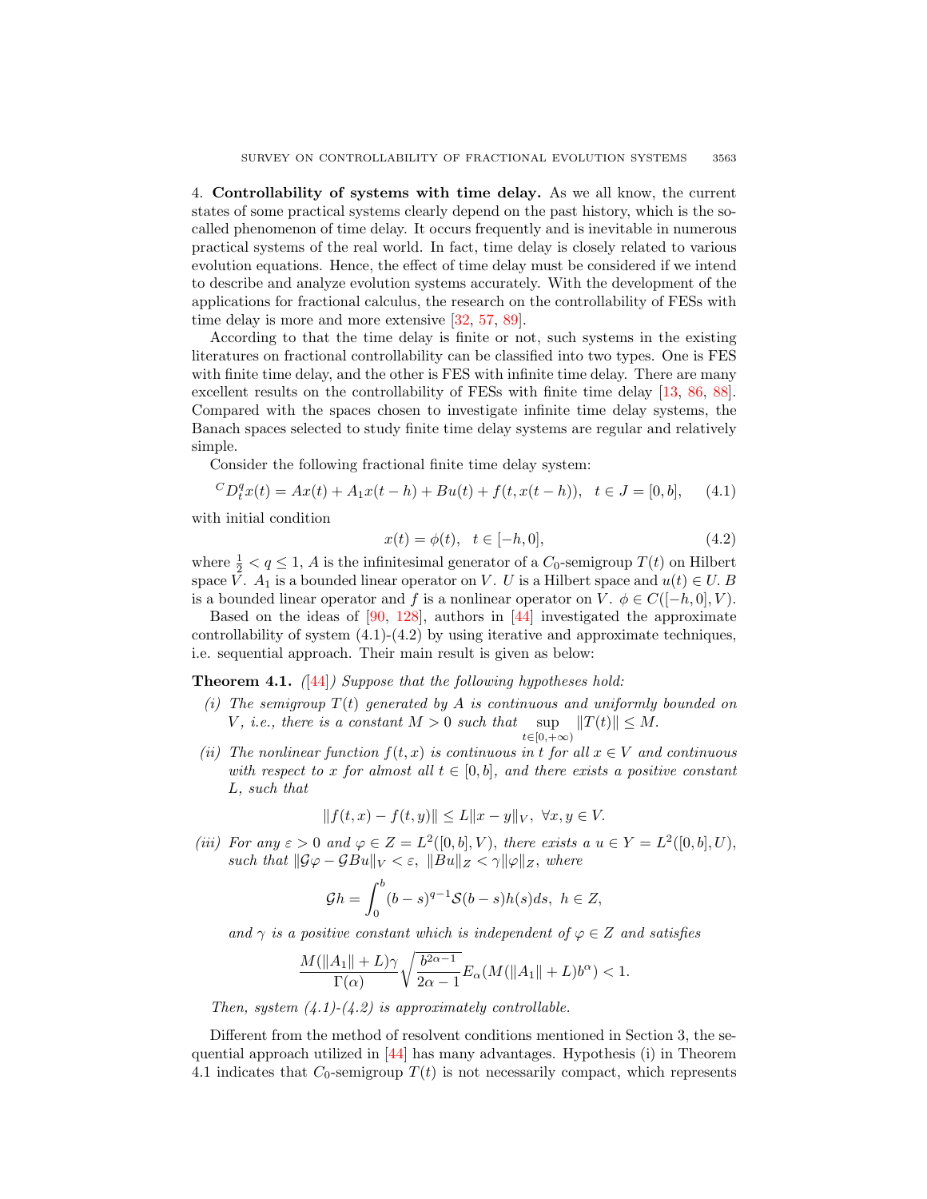4. **Controllability of systems with time delay.** As we all know, the current states of some practical systems clearly depend on the past history, which is the so-called phenomenon of time delay. It occurs frequently and is inevitable in numerous practical systems of the real world. In fact, time delay is closely related to various evolution equations. Hence, the effect of time delay must be considered if we intend to describe and analyze evolution systems accurately. With the development of the applications for fractional calculus, the research on the controllability of FESs with time delay is more and more extensive [32, 57, 89].

According to that the time delay is finite or not, such systems in the existing literatures on fractional controllability can be classified into two types. One is FES with finite time delay, and the other is FES with infinite time delay. There are many excellent results on the controllability of FESs with finite time delay [13, 86, 88]. Compared with the spaces chosen to investigate infinite time delay systems, the Banach spaces selected to study finite time delay systems are regular and relatively simple.

Consider the following fractional finite time delay system:

$$ {}^{C}D_t^q x(t) = Ax(t) + A_1 x(t-h) + Bu(t) + f(t, x(t-h)), \quad t \in J = [0, b], \tag{4.1}$$

with initial condition

$$x(t) = \phi(t), \quad t \in [-h, 0], \tag{4.2}$$

where $\frac{1}{2} < q \leq 1$, $A$ is the infinitesimal generator of a $C_0$-semigroup $T(t)$ on Hilbert space $V$. $A_1$ is a bounded linear operator on $V$. $U$ is a Hilbert space and $u(t) \in U$. $B$ is a bounded linear operator and $f$ is a nonlinear operator on $V$. $\phi \in C([-h, 0], V)$.

Based on the ideas of [90, 128], authors in [44] investigated the approximate controllability of system (4.1)-(4.2) by using iterative and approximate techniques, i.e. sequential approach. Their main result is given as below:

**Theorem 4.1.** *([44]) Suppose that the following hypotheses hold:*

*(i) The semigroup $T(t)$ generated by $A$ is continuous and uniformly bounded on $V$, i.e., there is a constant $M > 0$ such that $\sup_{t \in [0, +\infty)} \|T(t)\| \leq M$.*

*(ii) The nonlinear function $f(t, x)$ is continuous in $t$ for all $x \in V$ and continuous with respect to $x$ for almost all $t \in [0, b]$, and there exists a positive constant $L$, such that*

$$\|f(t, x) - f(t, y)\| \leq L\|x - y\|_V, \ \forall x, y \in V.$$

*(iii) For any $\varepsilon > 0$ and $\varphi \in Z = L^2([0, b], V)$, there exists a $u \in Y = L^2([0, b], U)$, such that $\|\mathcal{G}\varphi - \mathcal{G}Bu\|_V < \varepsilon$, $\|Bu\|_Z < \gamma\|\varphi\|_Z$, where*

$$\mathcal{G}h = \int_0^b (b - s)^{q-1} \mathcal{S}(b - s) h(s) ds, \ h \in Z,$$

*and $\gamma$ is a positive constant which is independent of $\varphi \in Z$ and satisfies*

$$\frac{M(\|A_1\| + L)\gamma}{\Gamma(\alpha)} \sqrt{\frac{b^{2\alpha - 1}}{2\alpha - 1}} E_\alpha(M(\|A_1\| + L)b^\alpha) < 1.$$

*Then, system (4.1)-(4.2) is approximately controllable.*

Different from the method of resolvent conditions mentioned in Section 3, the sequential approach utilized in [44] has many advantages. Hypothesis (i) in Theorem 4.1 indicates that $C_0$-semigroup $T(t)$ is not necessarily compact, which represents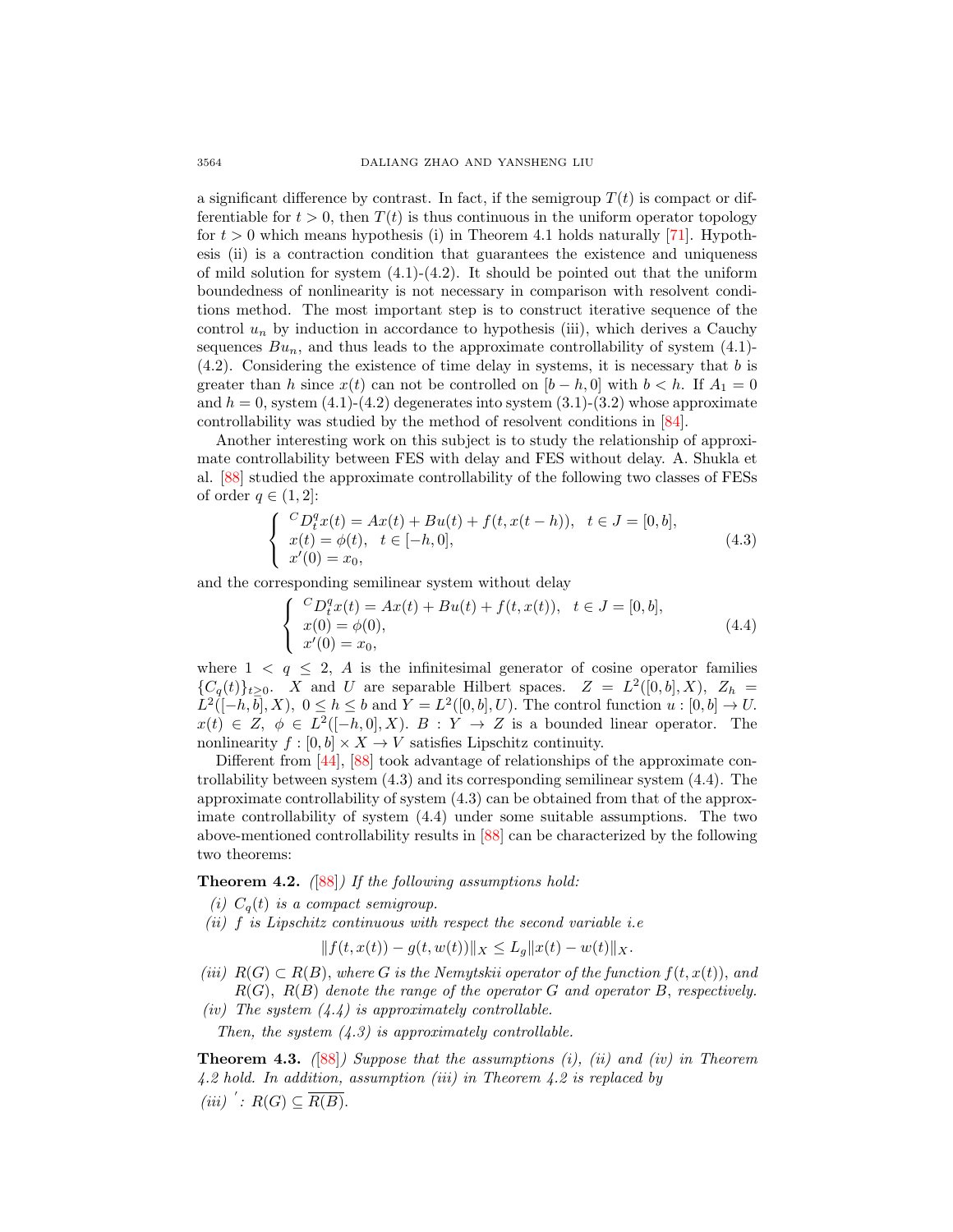a significant difference by contrast. In fact, if the semigroup $T(t)$ is compact or differentiable for $t > 0$, then $T(t)$ is thus continuous in the uniform operator topology for $t > 0$ which means hypothesis (i) in Theorem 4.1 holds naturally [71]. Hypothesis (ii) is a contraction condition that guarantees the existence and uniqueness of mild solution for system (4.1)-(4.2). It should be pointed out that the uniform boundedness of nonlinearity is not necessary in comparison with resolvent conditions method. The most important step is to construct iterative sequence of the control $u_n$ by induction in accordance to hypothesis (iii), which derives a Cauchy sequences $Bu_n$, and thus leads to the approximate controllability of system (4.1)-(4.2). Considering the existence of time delay in systems, it is necessary that $b$ is greater than $h$ since $x(t)$ can not be controlled on $[b-h, 0]$ with $b < h$. If $A_1 = 0$ and $h = 0$, system (4.1)-(4.2) degenerates into system (3.1)-(3.2) whose approximate controllability was studied by the method of resolvent conditions in [84].

Another interesting work on this subject is to study the relationship of approximate controllability between FES with delay and FES without delay. A. Shukla et al. [88] studied the approximate controllability of the following two classes of FESs of order $q \in (1, 2]$:

$$\begin{cases} {}^C D_t^q x(t) = Ax(t) + Bu(t) + f(t, x(t-h)), \quad t \in J = [0, b], \\ x(t) = \phi(t), \quad t \in [-h, 0], \\ x'(0) = x_0, \end{cases} \tag{4.3}$$

and the corresponding semilinear system without delay

$$\begin{cases} {}^C D_t^q x(t) = Ax(t) + Bu(t) + f(t, x(t)), \quad t \in J = [0, b], \\ x(0) = \phi(0), \\ x'(0) = x_0, \end{cases} \tag{4.4}$$

where $1 < q \leq 2$, $A$ is the infinitesimal generator of cosine operator families $\{C_q(t)\}_{t \geq 0}$. $X$ and $U$ are separable Hilbert spaces. $Z = L^2([0, b], X)$, $Z_h = L^2([-h, b], X)$, $0 \leq h \leq b$ and $Y = L^2([0, b], U)$. The control function $u : [0, b] \to U$. $x(t) \in Z$, $\phi \in L^2([-h, 0], X)$. $B : Y \to Z$ is a bounded linear operator. The nonlinearity $f : [0, b] \times X \to V$ satisfies Lipschitz continuity.

Different from [44], [88] took advantage of relationships of the approximate controllability between system (4.3) and its corresponding semilinear system (4.4). The approximate controllability of system (4.3) can be obtained from that of the approximate controllability of system (4.4) under some suitable assumptions. The two above-mentioned controllability results in [88] can be characterized by the following two theorems:

**Theorem 4.2.** *([88]) If the following assumptions hold:*

*(i) $C_q(t)$ is a compact semigroup.*

*(ii) $f$ is Lipschitz continuous with respect the second variable i.e*

$$\|f(t, x(t)) - g(t, w(t))\|_X \leq L_g \|x(t) - w(t)\|_X.$$

*(iii) $R(G) \subset R(B)$, where $G$ is the Nemytskii operator of the function $f(t, x(t))$, and $R(G)$, $R(B)$ denote the range of the operator $G$ and operator $B$, respectively.*

*(iv) The system (4.4) is approximately controllable.*

*Then, the system (4.3) is approximately controllable.*

**Theorem 4.3.** *([88]) Suppose that the assumptions (i), (ii) and (iv) in Theorem 4.2 hold. In addition, assumption (iii) in Theorem 4.2 is replaced by*

*(iii)$'$: $R(G) \subseteq \overline{R(B)}$.*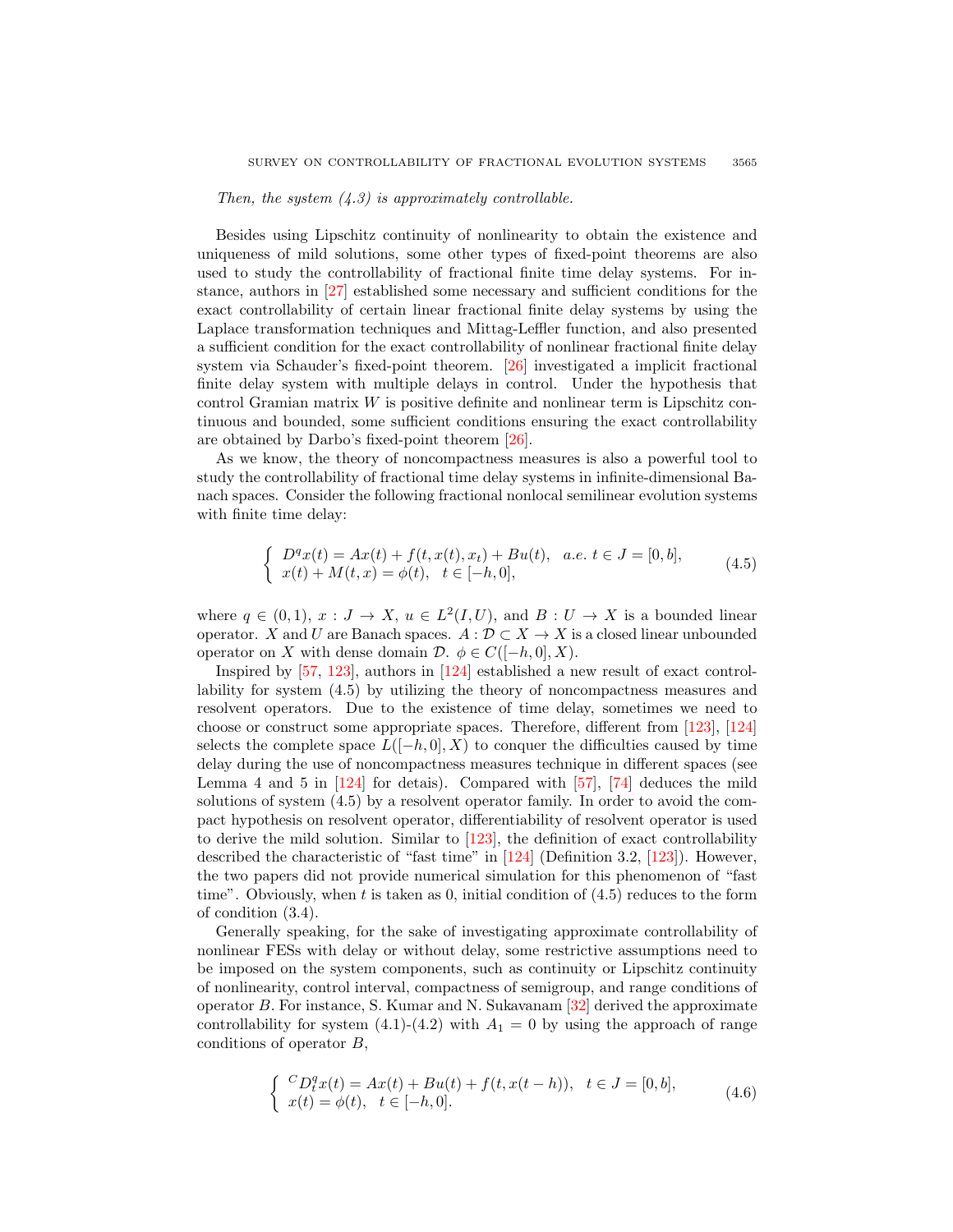*Then, the system (4.3) is approximately controllable.*

Besides using Lipschitz continuity of nonlinearity to obtain the existence and uniqueness of mild solutions, some other types of fixed-point theorems are also used to study the controllability of fractional finite time delay systems. For instance, authors in [27] established some necessary and sufficient conditions for the exact controllability of certain linear fractional finite delay systems by using the Laplace transformation techniques and Mittag-Leffler function, and also presented a sufficient condition for the exact controllability of nonlinear fractional finite delay system via Schauder's fixed-point theorem. [26] investigated a implicit fractional finite delay system with multiple delays in control. Under the hypothesis that control Gramian matrix $W$ is positive definite and nonlinear term is Lipschitz continuous and bounded, some sufficient conditions ensuring the exact controllability are obtained by Darbo's fixed-point theorem [26].

As we know, the theory of noncompactness measures is also a powerful tool to study the controllability of fractional time delay systems in infinite-dimensional Banach spaces. Consider the following fractional nonlocal semilinear evolution systems with finite time delay:

$$
\begin{cases} D^q x(t) = Ax(t) + f(t, x(t), x_t) + Bu(t), \quad a.e.\ t \in J = [0, b], \\ x(t) + M(t, x) = \phi(t), \quad t \in [-h, 0], \end{cases} \tag{4.5}
$$

where $q \in (0, 1)$, $x : J \to X$, $u \in L^2(I, U)$, and $B : U \to X$ is a bounded linear operator. $X$ and $U$ are Banach spaces. $A : \mathcal{D} \subset X \to X$ is a closed linear unbounded operator on $X$ with dense domain $\mathcal{D}$. $\phi \in C([-h, 0], X)$.

Inspired by [57, 123], authors in [124] established a new result of exact controllability for system (4.5) by utilizing the theory of noncompactness measures and resolvent operators. Due to the existence of time delay, sometimes we need to choose or construct some appropriate spaces. Therefore, different from [123], [124] selects the complete space $L([-h, 0], X)$ to conquer the difficulties caused by time delay during the use of noncompactness measures technique in different spaces (see Lemma 4 and 5 in [124] for detais). Compared with [57], [74] deduces the mild solutions of system (4.5) by a resolvent operator family. In order to avoid the compact hypothesis on resolvent operator, differentiability of resolvent operator is used to derive the mild solution. Similar to [123], the definition of exact controllability described the characteristic of "fast time" in [124] (Definition 3.2, [123]). However, the two papers did not provide numerical simulation for this phenomenon of "fast time". Obviously, when $t$ is taken as 0, initial condition of (4.5) reduces to the form of condition (3.4).

Generally speaking, for the sake of investigating approximate controllability of nonlinear FESs with delay or without delay, some restrictive assumptions need to be imposed on the system components, such as continuity or Lipschitz continuity of nonlinearity, control interval, compactness of semigroup, and range conditions of operator $B$. For instance, S. Kumar and N. Sukavanam [32] derived the approximate controllability for system (4.1)-(4.2) with $A_1 = 0$ by using the approach of range conditions of operator $B$,

$$
\begin{cases} {}^C D_t^q x(t) = Ax(t) + Bu(t) + f(t, x(t-h)), \quad t \in J = [0, b], \\ x(t) = \phi(t), \quad t \in [-h, 0]. \end{cases} \tag{4.6}
$$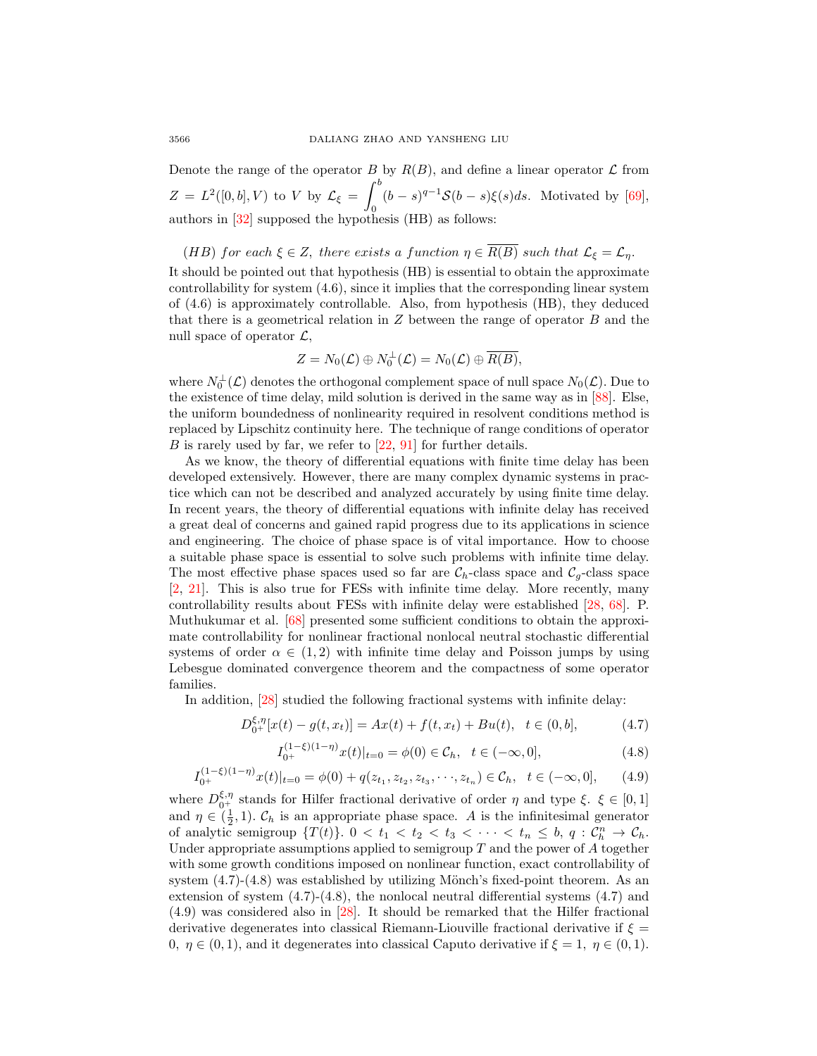Denote the range of the operator $B$ by $R(B)$, and define a linear operator $\mathcal{L}$ from $Z = L^2([0,b],V)$ to $V$ by $\mathcal{L}_\xi = \displaystyle\int_0^b (b-s)^{q-1}\mathcal{S}(b-s)\xi(s)ds$. Motivated by [69], authors in [32] supposed the hypothesis (HB) as follows:

*(HB) for each* $\xi \in Z$*, there exists a function* $\eta \in \overline{R(B)}$ *such that* $\mathcal{L}_\xi = \mathcal{L}_\eta$.

It should be pointed out that hypothesis (HB) is essential to obtain the approximate controllability for system (4.6), since it implies that the corresponding linear system of (4.6) is approximately controllable. Also, from hypothesis (HB), they deduced that there is a geometrical relation in $Z$ between the range of operator $B$ and the null space of operator $\mathcal{L}$,

$$Z = N_0(\mathcal{L}) \oplus N_0^{\perp}(\mathcal{L}) = N_0(\mathcal{L}) \oplus \overline{R(B)},$$

where $N_0^{\perp}(\mathcal{L})$ denotes the orthogonal complement space of null space $N_0(\mathcal{L})$. Due to the existence of time delay, mild solution is derived in the same way as in [88]. Else, the uniform boundedness of nonlinearity required in resolvent conditions method is replaced by Lipschitz continuity here. The technique of range conditions of operator $B$ is rarely used by far, we refer to [22, 91] for further details.

As we know, the theory of differential equations with finite time delay has been developed extensively. However, there are many complex dynamic systems in practice which can not be described and analyzed accurately by using finite time delay. In recent years, the theory of differential equations with infinite delay has received a great deal of concerns and gained rapid progress due to its applications in science and engineering. The choice of phase space is of vital importance. How to choose a suitable phase space is essential to solve such problems with infinite time delay. The most effective phase spaces used so far are $\mathcal{C}_h$-class space and $\mathcal{C}_g$-class space [2, 21]. This is also true for FESs with infinite time delay. More recently, many controllability results about FESs with infinite delay were established [28, 68]. P. Muthukumar et al. [68] presented some sufficient conditions to obtain the approximate controllability for nonlinear fractional nonlocal neutral stochastic differential systems of order $\alpha \in (1,2)$ with infinite time delay and Poisson jumps by using Lebesgue dominated convergence theorem and the compactness of some operator families.

In addition, [28] studied the following fractional systems with infinite delay:

$$D_{0^+}^{\xi,\eta}[x(t) - g(t,x_t)] = Ax(t) + f(t,x_t) + Bu(t), \quad t \in (0,b], \tag{4.7}$$

$$I_{0^+}^{(1-\xi)(1-\eta)}x(t)|_{t=0} = \phi(0) \in \mathcal{C}_h, \quad t \in (-\infty,0], \tag{4.8}$$

$$I_{0^+}^{(1-\xi)(1-\eta)}x(t)|_{t=0} = \phi(0) + q(z_{t_1}, z_{t_2}, z_{t_3}, \cdots, z_{t_n}) \in \mathcal{C}_h, \quad t \in (-\infty,0], \tag{4.9}$$

where $D_{0^+}^{\xi,\eta}$ stands for Hilfer fractional derivative of order $\eta$ and type $\xi$. $\xi \in [0,1]$ and $\eta \in (\frac{1}{2},1)$. $\mathcal{C}_h$ is an appropriate phase space. $A$ is the infinitesimal generator of analytic semigroup $\{T(t)\}$. $0 < t_1 < t_2 < t_3 < \cdots < t_n \leq b$, $q : \mathcal{C}_h^n \to \mathcal{C}_h$. Under appropriate assumptions applied to semigroup $T$ and the power of $A$ together with some growth conditions imposed on nonlinear function, exact controllability of system (4.7)-(4.8) was established by utilizing Mönch's fixed-point theorem. As an extension of system (4.7)-(4.8), the nonlocal neutral differential systems (4.7) and (4.9) was considered also in [28]. It should be remarked that the Hilfer fractional derivative degenerates into classical Riemann-Liouville fractional derivative if $\xi = 0$, $\eta \in (0,1)$, and it degenerates into classical Caputo derivative if $\xi = 1$, $\eta \in (0,1)$.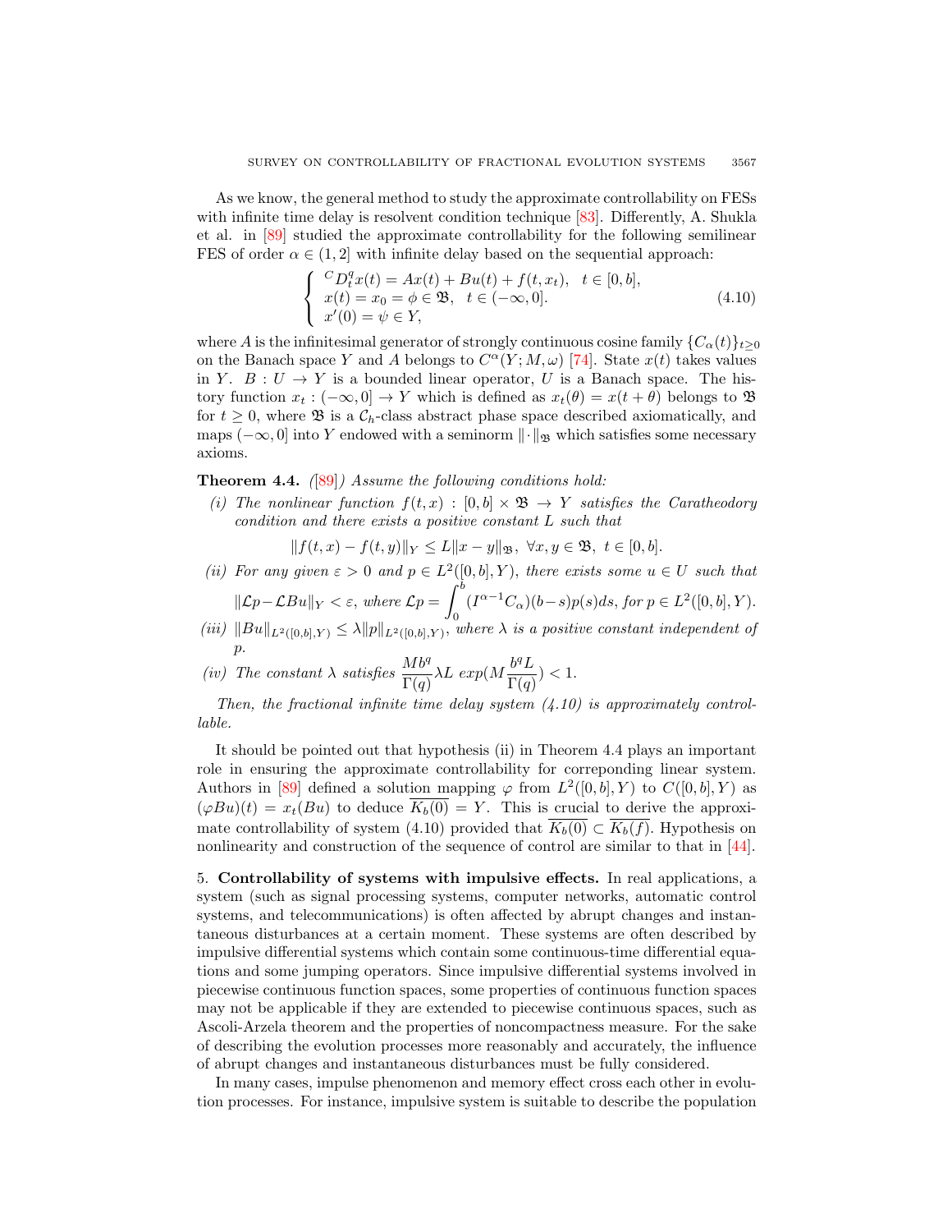As we know, the general method to study the approximate controllability on FESs with infinite time delay is resolvent condition technique [83]. Differently, A. Shukla et al. in [89] studied the approximate controllability for the following semilinear FES of order $\alpha \in (1, 2]$ with infinite delay based on the sequential approach:

$$
\begin{cases} {}^C D_t^q x(t) = Ax(t) + Bu(t) + f(t, x_t), & t \in [0, b], \\ x(t) = x_0 = \phi \in \mathfrak{B}, & t \in (-\infty, 0]. \\ x'(0) = \psi \in Y, \end{cases} \tag{4.10}
$$

where $A$ is the infinitesimal generator of strongly continuous cosine family $\{C_\alpha(t)\}_{t \geq 0}$ on the Banach space $Y$ and $A$ belongs to $C^\alpha(Y; M, \omega)$ [74]. State $x(t)$ takes values in $Y$. $B : U \to Y$ is a bounded linear operator, $U$ is a Banach space. The history function $x_t : (-\infty, 0] \to Y$ which is defined as $x_t(\theta) = x(t + \theta)$ belongs to $\mathfrak{B}$ for $t \geq 0$, where $\mathfrak{B}$ is a $\mathcal{C}_h$-class abstract phase space described axiomatically, and maps $(-\infty, 0]$ into $Y$ endowed with a seminorm $\|\cdot\|_{\mathfrak{B}}$ which satisfies some necessary axioms.

**Theorem 4.4.** *([89]) Assume the following conditions hold:*

*(i) The nonlinear function $f(t, x) : [0, b] \times \mathfrak{B} \to Y$ satisfies the Caratheodory condition and there exists a positive constant $L$ such that*

$$\|f(t, x) - f(t, y)\|_Y \leq L\|x - y\|_{\mathfrak{B}}, \ \forall x, y \in \mathfrak{B}, \ t \in [0, b].$$

*(ii) For any given $\varepsilon > 0$ and $p \in L^2([0, b], Y)$, there exists some $u \in U$ such that $\|\mathcal{L}p - \mathcal{L}Bu\|_Y < \varepsilon$, where $\mathcal{L}p = \int_0^b (I^{\alpha-1} C_\alpha)(b - s)p(s)ds$, for $p \in L^2([0, b], Y)$.*

*(iii) $\|Bu\|_{L^2([0,b],Y)} \leq \lambda \|p\|_{L^2([0,b],Y)}$, where $\lambda$ is a positive constant independent of $p$.*

*(iv) The constant $\lambda$ satisfies $\frac{Mb^q}{\Gamma(q)} \lambda L \ exp(M \frac{b^q L}{\Gamma(q)}) < 1$.*

*Then, the fractional infinite time delay system (4.10) is approximately controllable.*

It should be pointed out that hypothesis (ii) in Theorem 4.4 plays an important role in ensuring the approximate controllability for correponding linear system. Authors in [89] defined a solution mapping $\varphi$ from $L^2([0, b], Y)$ to $C([0, b], Y)$ as $(\varphi Bu)(t) = x_t(Bu)$ to deduce $\overline{K_b(0)} = Y$. This is crucial to derive the approximate controllability of system (4.10) provided that $\overline{K_b(0)} \subset \overline{K_b(f)}$. Hypothesis on nonlinearity and construction of the sequence of control are similar to that in [44].

## 5. Controllability of systems with impulsive effects.

In real applications, a system (such as signal processing systems, computer networks, automatic control systems, and telecommunications) is often affected by abrupt changes and instantaneous disturbances at a certain moment. These systems are often described by impulsive differential systems which contain some continuous-time differential equations and some jumping operators. Since impulsive differential systems involved in piecewise continuous function spaces, some properties of continuous function spaces may not be applicable if they are extended to piecewise continuous spaces, such as Ascoli-Arzela theorem and the properties of noncompactness measure. For the sake of describing the evolution processes more reasonably and accurately, the influence of abrupt changes and instantaneous disturbances must be fully considered.

In many cases, impulse phenomenon and memory effect cross each other in evolution processes. For instance, impulsive system is suitable to describe the population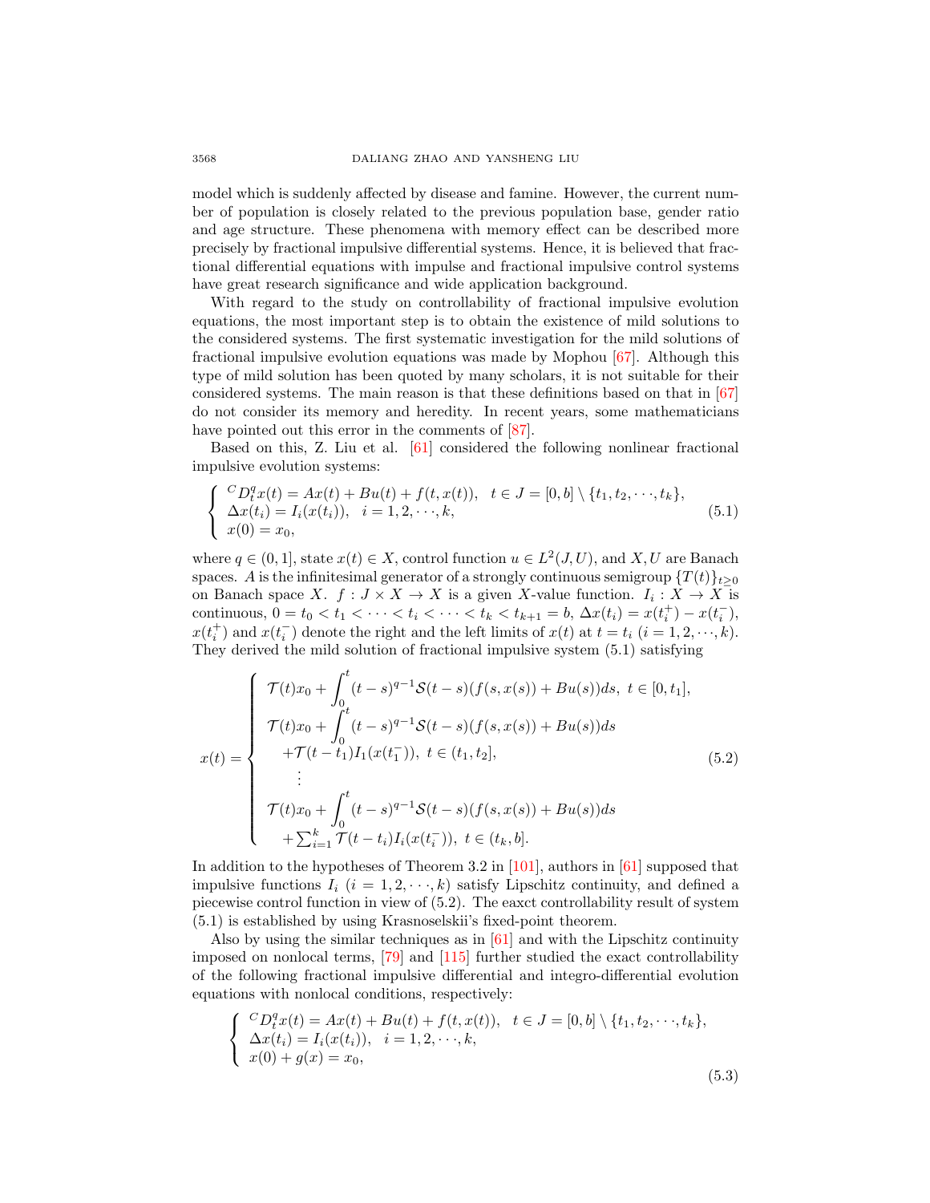model which is suddenly affected by disease and famine. However, the current number of population is closely related to the previous population base, gender ratio and age structure. These phenomena with memory effect can be described more precisely by fractional impulsive differential systems. Hence, it is believed that fractional differential equations with impulse and fractional impulsive control systems have great research significance and wide application background.

With regard to the study on controllability of fractional impulsive evolution equations, the most important step is to obtain the existence of mild solutions to the considered systems. The first systematic investigation for the mild solutions of fractional impulsive evolution equations was made by Mophou [67]. Although this type of mild solution has been quoted by many scholars, it is not suitable for their considered systems. The main reason is that these definitions based on that in [67] do not consider its memory and heredity. In recent years, some mathematicians have pointed out this error in the comments of [87].

Based on this, Z. Liu et al. [61] considered the following nonlinear fractional impulsive evolution systems:

$$
\begin{cases}
{}^{C}D_t^q x(t) = Ax(t) + Bu(t) + f(t, x(t)), \quad t \in J = [0, b] \setminus \{t_1, t_2, \cdots, t_k\}, \\
\Delta x(t_i) = I_i(x(t_i)), \quad i = 1, 2, \cdots, k, \\
x(0) = x_0,
\end{cases}
\tag{5.1}
$$

where $q \in (0, 1]$, state $x(t) \in X$, control function $u \in L^2(J, U)$, and $X, U$ are Banach spaces. $A$ is the infinitesimal generator of a strongly continuous semigroup $\{T(t)\}_{t\geq 0}$ on Banach space $X$. $f : J \times X \to X$ is a given $X$-value function. $I_i : X \to X$ is continuous, $0 = t_0 < t_1 < \cdots < t_i < \cdots < t_k < t_{k+1} = b$, $\Delta x(t_i) = x(t_i^+) - x(t_i^-)$, $x(t_i^+)$ and $x(t_i^-)$ denote the right and the left limits of $x(t)$ at $t = t_i$ $(i = 1, 2, \cdots, k)$. They derived the mild solution of fractional impulsive system (5.1) satisfying

$$
x(t) = \begin{cases}
\mathcal{T}(t)x_0 + \displaystyle\int_0^t (t-s)^{q-1}\mathcal{S}(t-s)(f(s, x(s)) + Bu(s))ds, \ t \in [0, t_1], \\
\mathcal{T}(t)x_0 + \displaystyle\int_0^t (t-s)^{q-1}\mathcal{S}(t-s)(f(s, x(s)) + Bu(s))ds \\
\quad + \mathcal{T}(t-t_1)I_1(x(t_1^-)), \ t \in (t_1, t_2], \\
\quad \vdots \\
\mathcal{T}(t)x_0 + \displaystyle\int_0^t (t-s)^{q-1}\mathcal{S}(t-s)(f(s, x(s)) + Bu(s))ds \\
\quad + \sum_{i=1}^k \mathcal{T}(t-t_i)I_i(x(t_i^-)), \ t \in (t_k, b].
\end{cases}
\tag{5.2}
$$

In addition to the hypotheses of Theorem 3.2 in [101], authors in [61] supposed that impulsive functions $I_i$ $(i = 1, 2, \cdots, k)$ satisfy Lipschitz continuity, and defined a piecewise control function in view of (5.2). The eaxct controllability result of system (5.1) is established by using Krasnoselskii's fixed-point theorem.

Also by using the similar techniques as in [61] and with the Lipschitz continuity imposed on nonlocal terms, [79] and [115] further studied the exact controllability of the following fractional impulsive differential and integro-differential evolution equations with nonlocal conditions, respectively:

$$
\begin{cases}
{}^{C}D_t^q x(t) = Ax(t) + Bu(t) + f(t, x(t)), \quad t \in J = [0, b] \setminus \{t_1, t_2, \cdots, t_k\}, \\
\Delta x(t_i) = I_i(x(t_i)), \quad i = 1, 2, \cdots, k, \\
x(0) + g(x) = x_0,
\end{cases}
\tag{5.3}
$$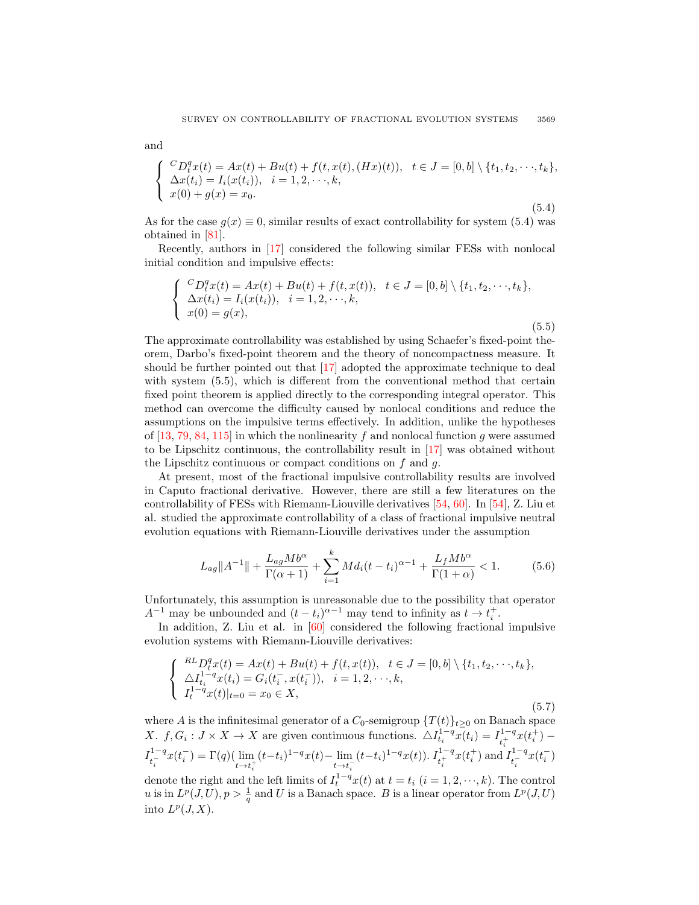and

$$
\begin{cases} {}^C D_t^q x(t) = Ax(t) + Bu(t) + f(t, x(t), (Hx)(t)), \quad t \in J = [0, b] \setminus \{t_1, t_2, \cdots, t_k\}, \\ \Delta x(t_i) = I_i(x(t_i)), \quad i = 1, 2, \cdots, k, \\ x(0) + g(x) = x_0. \end{cases} \tag{5.4}
$$

As for the case $g(x) \equiv 0$, similar results of exact controllability for system (5.4) was obtained in [81].

Recently, authors in [17] considered the following similar FESs with nonlocal initial condition and impulsive effects:

$$
\begin{cases} {}^C D_t^q x(t) = Ax(t) + Bu(t) + f(t, x(t)), \quad t \in J = [0, b] \setminus \{t_1, t_2, \cdots, t_k\}, \\ \Delta x(t_i) = I_i(x(t_i)), \quad i = 1, 2, \cdots, k, \\ x(0) = g(x), \end{cases} \tag{5.5}
$$

The approximate controllability was established by using Schaefer's fixed-point theorem, Darbo's fixed-point theorem and the theory of noncompactness measure. It should be further pointed out that [17] adopted the approximate technique to deal with system (5.5), which is different from the conventional method that certain fixed point theorem is applied directly to the corresponding integral operator. This method can overcome the difficulty caused by nonlocal conditions and reduce the assumptions on the impulsive terms effectively. In addition, unlike the hypotheses of [13, 79, 84, 115] in which the nonlinearity $f$ and nonlocal function $g$ were assumed to be Lipschitz continuous, the controllability result in [17] was obtained without the Lipschitz continuous or compact conditions on $f$ and $g$.

At present, most of the fractional impulsive controllability results are involved in Caputo fractional derivative. However, there are still a few literatures on the controllability of FESs with Riemann-Liouville derivatives [54, 60]. In [54], Z. Liu et al. studied the approximate controllability of a class of fractional impulsive neutral evolution equations with Riemann-Liouville derivatives under the assumption

$$
L_{ag}\|A^{-1}\| + \frac{L_{ag}Mb^{\alpha}}{\Gamma(\alpha+1)} + \sum_{i=1}^{k} Md_i(t-t_i)^{\alpha-1} + \frac{L_f Mb^{\alpha}}{\Gamma(1+\alpha)} < 1. \tag{5.6}
$$

Unfortunately, this assumption is unreasonable due to the possibility that operator $A^{-1}$ may be unbounded and $(t-t_i)^{\alpha-1}$ may tend to infinity as $t \to t_i^+$.

In addition, Z. Liu et al. in [60] considered the following fractional impulsive evolution systems with Riemann-Liouville derivatives:

$$
\begin{cases} {}^{RL} D_t^q x(t) = Ax(t) + Bu(t) + f(t, x(t)), \quad t \in J = [0, b] \setminus \{t_1, t_2, \cdots, t_k\}, \\ \triangle I_{t_i}^{1-q} x(t_i) = G_i(t_i^-, x(t_i^-)), \quad i = 1, 2, \cdots, k, \\ I_t^{1-q} x(t)|_{t=0} = x_0 \in X, \end{cases} \tag{5.7}
$$

where $A$ is the infinitesimal generator of a $C_0$-semigroup $\{T(t)\}_{t \geq 0}$ on Banach space $X$. $f, G_i : J \times X \to X$ are given continuous functions. $\triangle I_{t_i}^{1-q} x(t_i) = I_{t_i^+}^{1-q} x(t_i^+) - I_{t_i^-}^{1-q} x(t_i^-) = \Gamma(q)(\lim_{t \to t_i^+}(t-t_i)^{1-q}x(t) - \lim_{t \to t_i^-}(t-t_i)^{1-q}x(t))$. $I_{t_i^+}^{1-q} x(t_i^+)$ and $I_{t_i^-}^{1-q} x(t_i^-)$ denote the right and the left limits of $I_t^{1-q} x(t)$ at $t = t_i$ $(i = 1, 2, \cdots, k)$. The control $u$ is in $L^p(J, U)$, $p > \frac{1}{q}$ and $U$ is a Banach space. $B$ is a linear operator from $L^p(J, U)$ into $L^p(J, X)$.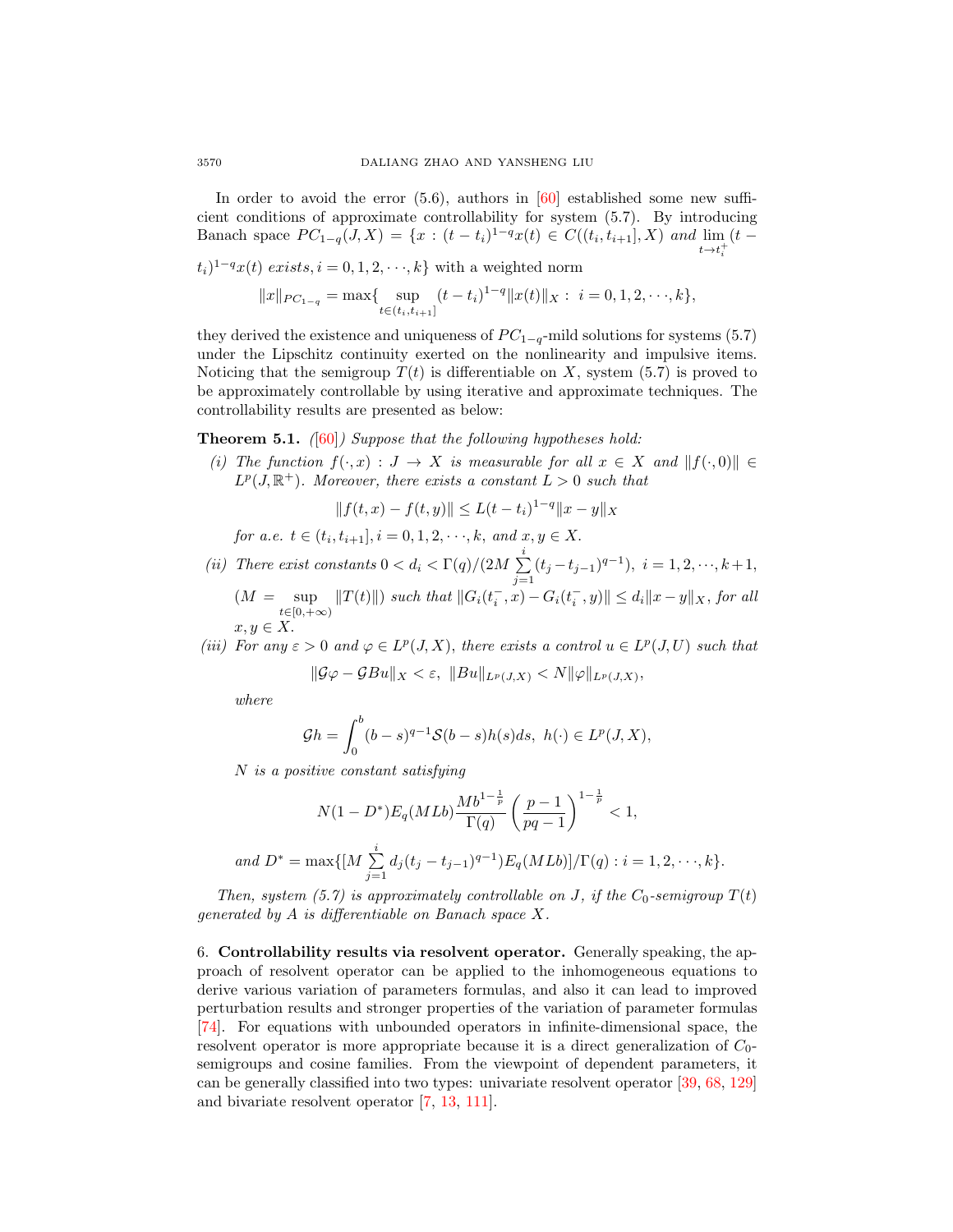In order to avoid the error (5.6), authors in [60] established some new sufficient conditions of approximate controllability for system (5.7). By introducing Banach space $PC_{1-q}(J,X) = \{x : (t-t_i)^{1-q}x(t) \in C((t_i,t_{i+1}],X)$ *and* $\lim_{t\to t_i^+}(t-t_i)^{1-q}x(t)$ *exists*$, i = 0,1,2,\cdots,k\}$ with a weighted norm

$$\|x\|_{PC_{1-q}} = \max\{\sup_{t\in(t_i,t_{i+1}]}(t-t_i)^{1-q}\|x(t)\|_X : \ i = 0,1,2,\cdots,k\},$$

they derived the existence and uniqueness of $PC_{1-q}$-mild solutions for systems (5.7) under the Lipschitz continuity exerted on the nonlinearity and impulsive items. Noticing that the semigroup $T(t)$ is differentiable on $X$, system (5.7) is proved to be approximately controllable by using iterative and approximate techniques. The controllability results are presented as below:

**Theorem 5.1.** *([60]) Suppose that the following hypotheses hold:*

*(i) The function $f(\cdot,x) : J \to X$ is measurable for all $x \in X$ and $\|f(\cdot,0)\| \in L^p(J,\mathbb{R}^+)$. Moreover, there exists a constant $L > 0$ such that*

$$\|f(t,x) - f(t,y)\| \le L(t-t_i)^{1-q}\|x-y\|_X$$

*for a.e. $t \in (t_i,t_{i+1}], i = 0,1,2,\cdots,k,$ and $x,y \in X$.*

*(ii) There exist constants $0 < d_i < \Gamma(q)/(2M\sum_{j=1}^{i}(t_j-t_{j-1})^{q-1}),\ i = 1,2,\cdots,k+1,$ $(M = \sup_{t\in[0,+\infty)}\|T(t)\|)$ such that $\|G_i(t_i^-,x) - G_i(t_i^-,y)\| \le d_i\|x-y\|_X$, for all $x,y \in X$.*

*(iii) For any $\varepsilon > 0$ and $\varphi \in L^p(J,X)$, there exists a control $u \in L^p(J,U)$ such that*

$$\|\mathcal{G}\varphi - \mathcal{G}Bu\|_X < \varepsilon, \ \|Bu\|_{L^p(J,X)} < N\|\varphi\|_{L^p(J,X)},$$

*where*

$$\mathcal{G}h = \int_0^b (b-s)^{q-1}\mathcal{S}(b-s)h(s)ds, \ h(\cdot) \in L^p(J,X),$$

*$N$ is a positive constant satisfying*

$$N(1-D^*)E_q(MLb)\frac{Mb^{1-\frac{1}{p}}}{\Gamma(q)}\left(\frac{p-1}{pq-1}\right)^{1-\frac{1}{p}} < 1,$$

*and $D^* = \max\{[M\sum_{j=1}^{i}d_j(t_j-t_{j-1})^{q-1})E_q(MLb)]/\Gamma(q) : i = 1,2,\cdots,k\}$.*

*Then, system (5.7) is approximately controllable on $J$, if the $C_0$-semigroup $T(t)$ generated by $A$ is differentiable on Banach space $X$.*

## 6. Controllability results via resolvent operator.

Generally speaking, the approach of resolvent operator can be applied to the inhomogeneous equations to derive various variation of parameters formulas, and also it can lead to improved perturbation results and stronger properties of the variation of parameter formulas [74]. For equations with unbounded operators in infinite-dimensional space, the resolvent operator is more appropriate because it is a direct generalization of $C_0$-semigroups and cosine families. From the viewpoint of dependent parameters, it can be generally classified into two types: univariate resolvent operator [39, 68, 129] and bivariate resolvent operator [7, 13, 111].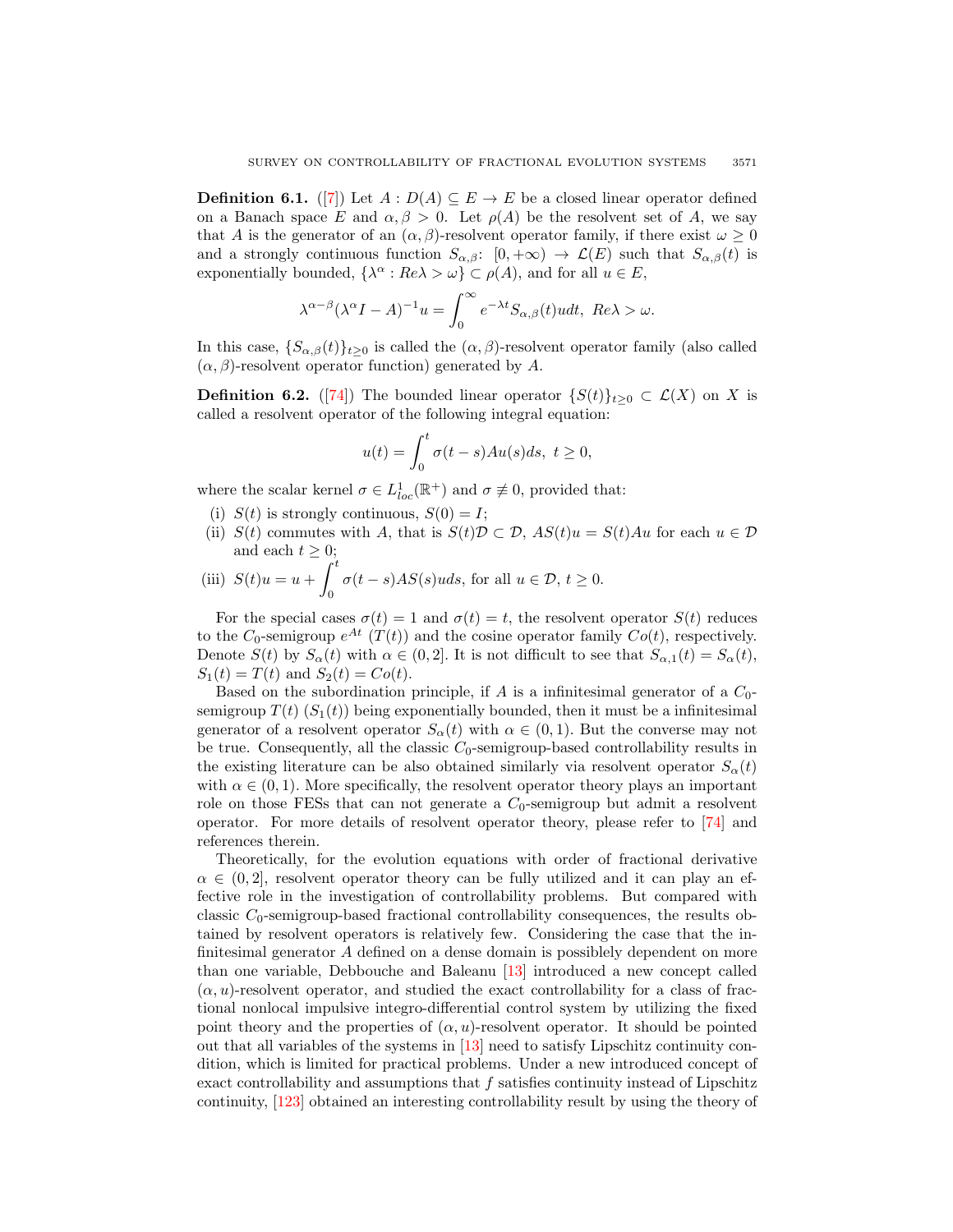**Definition 6.1.** ([7]) Let $A : D(A) \subseteq E \to E$ be a closed linear operator defined on a Banach space $E$ and $\alpha, \beta > 0$. Let $\rho(A)$ be the resolvent set of $A$, we say that $A$ is the generator of an $(\alpha, \beta)$-resolvent operator family, if there exist $\omega \geq 0$ and a strongly continuous function $S_{\alpha,\beta}$: $[0, +\infty) \to \mathcal{L}(E)$ such that $S_{\alpha,\beta}(t)$ is exponentially bounded, $\{\lambda^\alpha : Re\lambda > \omega\} \subset \rho(A)$, and for all $u \in E$,

$$\lambda^{\alpha-\beta}(\lambda^\alpha I - A)^{-1}u = \int_0^\infty e^{-\lambda t} S_{\alpha,\beta}(t)u dt, \ Re\lambda > \omega.$$

In this case, $\{S_{\alpha,\beta}(t)\}_{t\geq 0}$ is called the $(\alpha, \beta)$-resolvent operator family (also called $(\alpha, \beta)$-resolvent operator function) generated by $A$.

**Definition 6.2.** ([74]) The bounded linear operator $\{S(t)\}_{t\geq 0} \subset \mathcal{L}(X)$ on $X$ is called a resolvent operator of the following integral equation:

$$u(t) = \int_0^t \sigma(t-s)Au(s)ds, \ t \geq 0,$$

where the scalar kernel $\sigma \in L^1_{loc}(\mathbb{R}^+)$ and $\sigma \not\equiv 0$, provided that:

(i) $S(t)$ is strongly continuous, $S(0) = I$;

(ii) $S(t)$ commutes with $A$, that is $S(t)\mathcal{D} \subset \mathcal{D}$, $AS(t)u = S(t)Au$ for each $u \in \mathcal{D}$ and each $t \geq 0$;

(iii) $S(t)u = u + \displaystyle\int_0^t \sigma(t-s)AS(s)uds$, for all $u \in \mathcal{D}$, $t \geq 0$.

For the special cases $\sigma(t) = 1$ and $\sigma(t) = t$, the resolvent operator $S(t)$ reduces to the $C_0$-semigroup $e^{At}$ ($T(t)$) and the cosine operator family $Co(t)$, respectively. Denote $S(t)$ by $S_\alpha(t)$ with $\alpha \in (0, 2]$. It is not difficult to see that $S_{\alpha,1}(t) = S_\alpha(t)$, $S_1(t) = T(t)$ and $S_2(t) = Co(t)$.

Based on the subordination principle, if $A$ is a infinitesimal generator of a $C_0$-semigroup $T(t)$ ($S_1(t)$) being exponentially bounded, then it must be a infinitesimal generator of a resolvent operator $S_\alpha(t)$ with $\alpha \in (0, 1)$. But the converse may not be true. Consequently, all the classic $C_0$-semigroup-based controllability results in the existing literature can be also obtained similarly via resolvent operator $S_\alpha(t)$ with $\alpha \in (0, 1)$. More specifically, the resolvent operator theory plays an important role on those FESs that can not generate a $C_0$-semigroup but admit a resolvent operator. For more details of resolvent operator theory, please refer to [74] and references therein.

Theoretically, for the evolution equations with order of fractional derivative $\alpha \in (0, 2]$, resolvent operator theory can be fully utilized and it can play an effective role in the investigation of controllability problems. But compared with classic $C_0$-semigroup-based fractional controllability consequences, the results obtained by resolvent operators is relatively few. Considering the case that the infinitesimal generator $A$ defined on a dense domain is possiblely dependent on more than one variable, Debbouche and Baleanu [13] introduced a new concept called $(\alpha, u)$-resolvent operator, and studied the exact controllability for a class of fractional nonlocal impulsive integro-differential control system by utilizing the fixed point theory and the properties of $(\alpha, u)$-resolvent operator. It should be pointed out that all variables of the systems in [13] need to satisfy Lipschitz continuity condition, which is limited for practical problems. Under a new introduced concept of exact controllability and assumptions that $f$ satisfies continuity instead of Lipschitz continuity, [123] obtained an interesting controllability result by using the theory of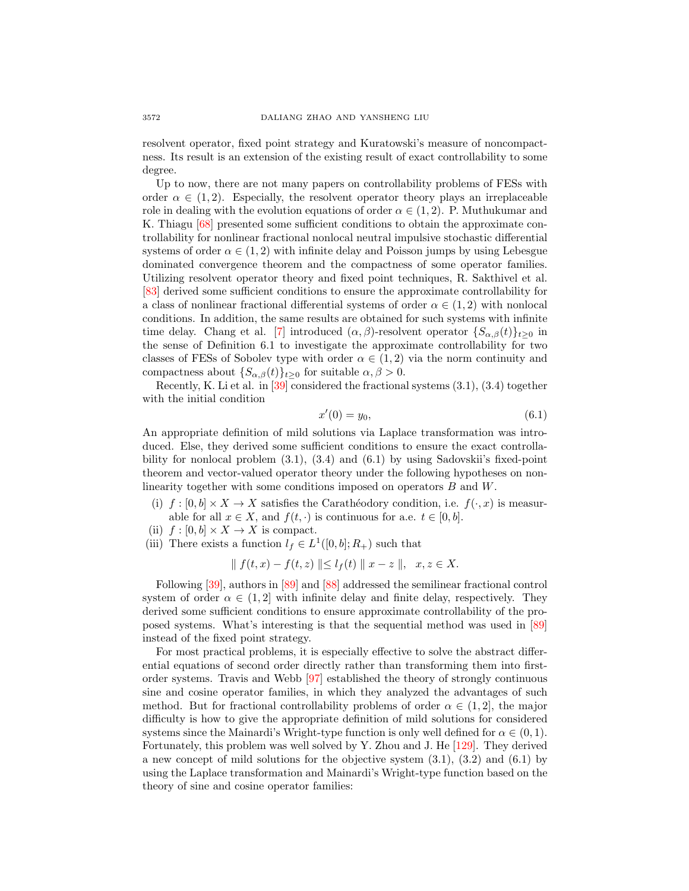resolvent operator, fixed point strategy and Kuratowski's measure of noncompactness. Its result is an extension of the existing result of exact controllability to some degree.

Up to now, there are not many papers on controllability problems of FESs with order $\alpha \in (1,2)$. Especially, the resolvent operator theory plays an irreplaceable role in dealing with the evolution equations of order $\alpha \in (1,2)$. P. Muthukumar and K. Thiagu [68] presented some sufficient conditions to obtain the approximate controllability for nonlinear fractional nonlocal neutral impulsive stochastic differential systems of order $\alpha \in (1,2)$ with infinite delay and Poisson jumps by using Lebesgue dominated convergence theorem and the compactness of some operator families. Utilizing resolvent operator theory and fixed point techniques, R. Sakthivel et al. [83] derived some sufficient conditions to ensure the approximate controllability for a class of nonlinear fractional differential systems of order $\alpha \in (1,2)$ with nonlocal conditions. In addition, the same results are obtained for such systems with infinite time delay. Chang et al. [7] introduced $(\alpha,\beta)$-resolvent operator $\{S_{\alpha,\beta}(t)\}_{t\geq 0}$ in the sense of Definition 6.1 to investigate the approximate controllability for two classes of FESs of Sobolev type with order $\alpha \in (1,2)$ via the norm continuity and compactness about $\{S_{\alpha,\beta}(t)\}_{t\geq 0}$ for suitable $\alpha,\beta > 0$.

Recently, K. Li et al. in [39] considered the fractional systems (3.1), (3.4) together with the initial condition

$$x'(0) = y_0, \tag{6.1}$$

An appropriate definition of mild solutions via Laplace transformation was introduced. Else, they derived some sufficient conditions to ensure the exact controllability for nonlocal problem (3.1), (3.4) and (6.1) by using Sadovskii's fixed-point theorem and vector-valued operator theory under the following hypotheses on nonlinearity together with some conditions imposed on operators $B$ and $W$.

(i) $f : [0,b] \times X \to X$ satisfies the Carathéodory condition, i.e. $f(\cdot,x)$ is measurable for all $x \in X$, and $f(t,\cdot)$ is continuous for a.e. $t \in [0,b]$.
(ii) $f : [0,b] \times X \to X$ is compact.
(iii) There exists a function $l_f \in L^1([0,b];R_+)$ such that

$$\| f(t,x) - f(t,z) \| \leq l_f(t) \| x - z \|, \quad x,z \in X.$$

Following [39], authors in [89] and [88] addressed the semilinear fractional control system of order $\alpha \in (1,2]$ with infinite delay and finite delay, respectively. They derived some sufficient conditions to ensure approximate controllability of the proposed systems. What's interesting is that the sequential method was used in [89] instead of the fixed point strategy.

For most practical problems, it is especially effective to solve the abstract differential equations of second order directly rather than transforming them into first-order systems. Travis and Webb [97] established the theory of strongly continuous sine and cosine operator families, in which they analyzed the advantages of such method. But for fractional controllability problems of order $\alpha \in (1,2]$, the major difficulty is how to give the appropriate definition of mild solutions for considered systems since the Mainardi's Wright-type function is only well defined for $\alpha \in (0,1)$. Fortunately, this problem was well solved by Y. Zhou and J. He [129]. They derived a new concept of mild solutions for the objective system (3.1), (3.2) and (6.1) by using the Laplace transformation and Mainardi's Wright-type function based on the theory of sine and cosine operator families: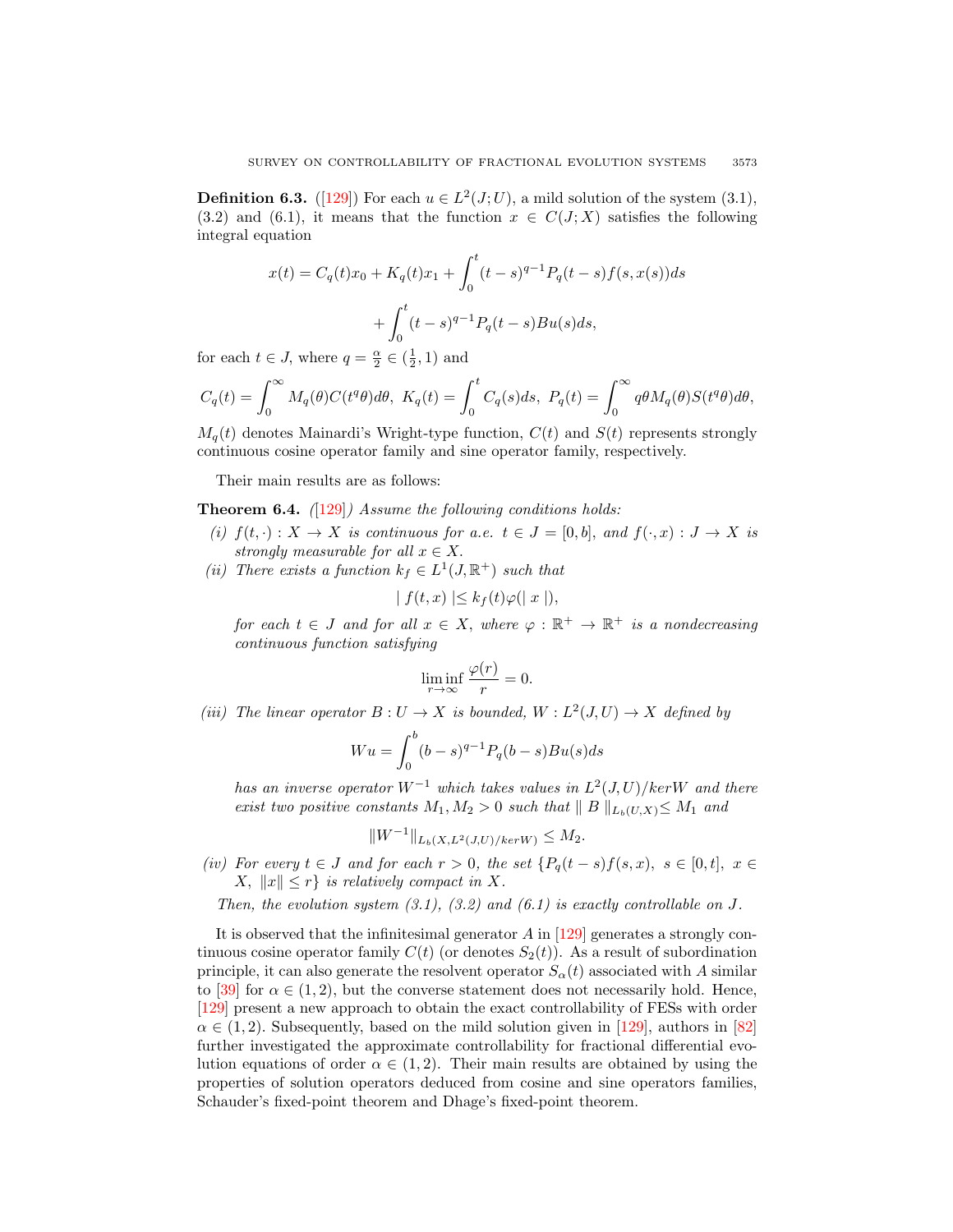**Definition 6.3.** ([129]) For each $u \in L^2(J;U)$, a mild solution of the system (3.1), (3.2) and (6.1), it means that the function $x \in C(J;X)$ satisfies the following integral equation

$$x(t) = C_q(t)x_0 + K_q(t)x_1 + \int_0^t (t-s)^{q-1}P_q(t-s)f(s,x(s))ds$$

$$+ \int_0^t (t-s)^{q-1}P_q(t-s)Bu(s)ds,$$

for each $t \in J$, where $q = \frac{\alpha}{2} \in (\frac{1}{2}, 1)$ and

$$C_q(t) = \int_0^\infty M_q(\theta)C(t^q\theta)d\theta,\ K_q(t) = \int_0^t C_q(s)ds,\ P_q(t) = \int_0^\infty q\theta M_q(\theta)S(t^q\theta)d\theta,$$

$M_q(t)$ denotes Mainardi's Wright-type function, $C(t)$ and $S(t)$ represents strongly continuous cosine operator family and sine operator family, respectively.

Their main results are as follows:

**Theorem 6.4.** *([129]) Assume the following conditions holds:*

*(i) $f(t,\cdot) : X \to X$ is continuous for a.e. $t \in J = [0,b]$, and $f(\cdot,x) : J \to X$ is strongly measurable for all $x \in X$.*

*(ii) There exists a function $k_f \in L^1(J,\mathbb{R}^+)$ such that*

$$|\ f(t,x)\ | \leq k_f(t)\varphi(|\ x\ |),$$

*for each $t \in J$ and for all $x \in X$, where $\varphi : \mathbb{R}^+ \to \mathbb{R}^+$ is a nondecreasing continuous function satisfying*

$$\liminf_{r\to\infty} \frac{\varphi(r)}{r} = 0.$$

*(iii) The linear operator $B : U \to X$ is bounded, $W : L^2(J,U) \to X$ defined by*

$$Wu = \int_0^b (b-s)^{q-1}P_q(b-s)Bu(s)ds$$

*has an inverse operator $W^{-1}$ which takes values in $L^2(J,U)/kerW$ and there exist two positive constants $M_1, M_2 > 0$ such that $\|\ B\ \|_{L_b(U,X)} \leq M_1$ and*

$$\|W^{-1}\|_{L_b(X,L^2(J,U)/kerW)} \leq M_2.$$

*(iv) For every $t \in J$ and for each $r > 0$, the set $\{P_q(t-s)f(s,x),\ s \in [0,t],\ x \in X,\ \|x\| \leq r\}$ is relatively compact in $X$.*

*Then, the evolution system (3.1), (3.2) and (6.1) is exactly controllable on $J$.*

It is observed that the infinitesimal generator $A$ in [129] generates a strongly continuous cosine operator family $C(t)$ (or denotes $S_2(t)$). As a result of subordination principle, it can also generate the resolvent operator $S_\alpha(t)$ associated with $A$ similar to [39] for $\alpha \in (1,2)$, but the converse statement does not necessarily hold. Hence, [129] present a new approach to obtain the exact controllability of FESs with order $\alpha \in (1,2)$. Subsequently, based on the mild solution given in [129], authors in [82] further investigated the approximate controllability for fractional differential evolution equations of order $\alpha \in (1,2)$. Their main results are obtained by using the properties of solution operators deduced from cosine and sine operators families, Schauder's fixed-point theorem and Dhage's fixed-point theorem.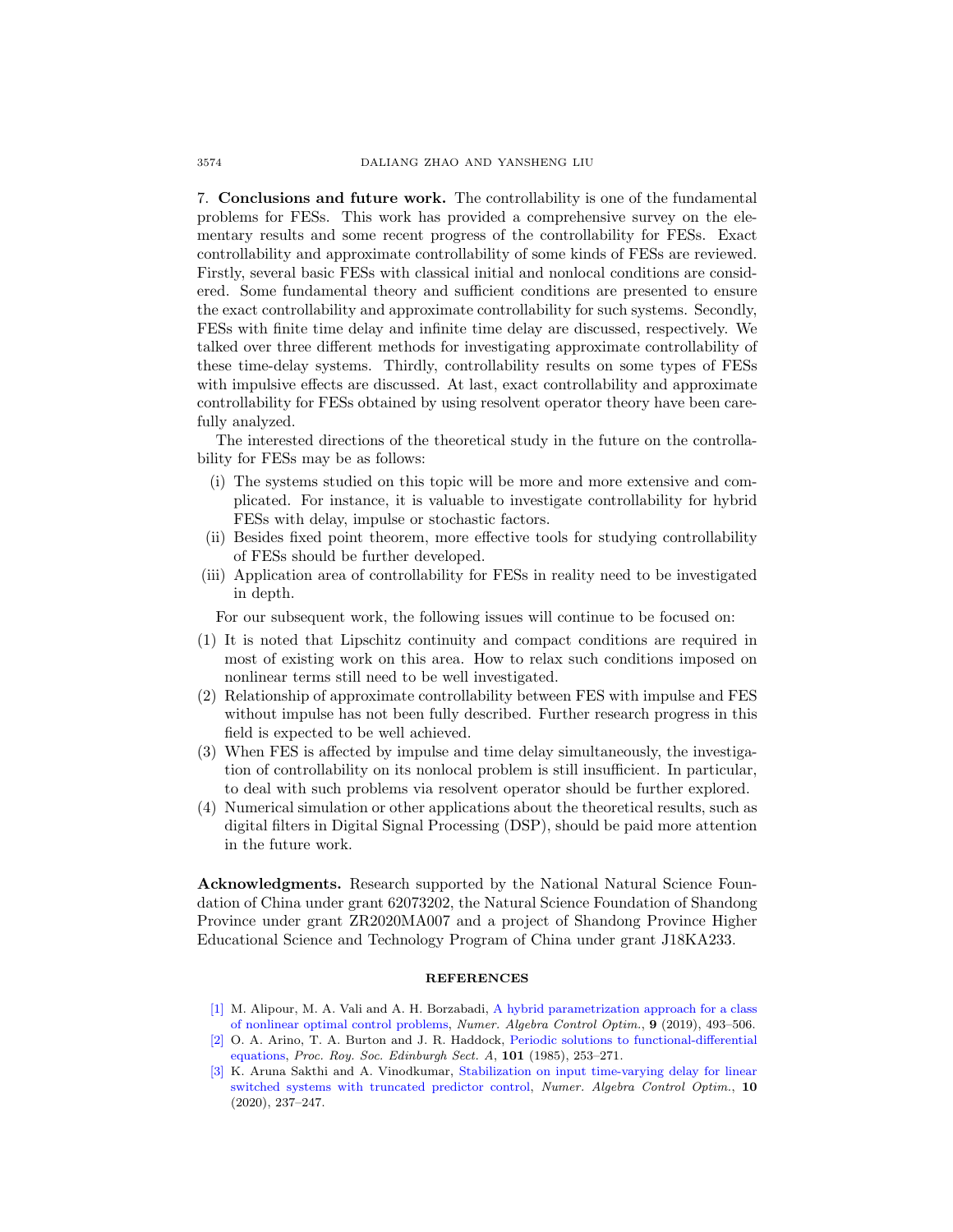## 7. Conclusions and future work.

The controllability is one of the fundamental problems for FESs. This work has provided a comprehensive survey on the elementary results and some recent progress of the controllability for FESs. Exact controllability and approximate controllability of some kinds of FESs are reviewed. Firstly, several basic FESs with classical initial and nonlocal conditions are considered. Some fundamental theory and sufficient conditions are presented to ensure the exact controllability and approximate controllability for such systems. Secondly, FESs with finite time delay and infinite time delay are discussed, respectively. We talked over three different methods for investigating approximate controllability of these time-delay systems. Thirdly, controllability results on some types of FESs with impulsive effects are discussed. At last, exact controllability and approximate controllability for FESs obtained by using resolvent operator theory have been carefully analyzed.

The interested directions of the theoretical study in the future on the controllability for FESs may be as follows:

- (i) The systems studied on this topic will be more and more extensive and complicated. For instance, it is valuable to investigate controllability for hybrid FESs with delay, impulse or stochastic factors.
- (ii) Besides fixed point theorem, more effective tools for studying controllability of FESs should be further developed.
- (iii) Application area of controllability for FESs in reality need to be investigated in depth.

For our subsequent work, the following issues will continue to be focused on:

1. It is noted that Lipschitz continuity and compact conditions are required in most of existing work on this area. How to relax such conditions imposed on nonlinear terms still need to be well investigated.
2. Relationship of approximate controllability between FES with impulse and FES without impulse has not been fully described. Further research progress in this field is expected to be well achieved.
3. When FES is affected by impulse and time delay simultaneously, the investigation of controllability on its nonlocal problem is still insufficient. In particular, to deal with such problems via resolvent operator should be further explored.
4. Numerical simulation or other applications about the theoretical results, such as digital filters in Digital Signal Processing (DSP), should be paid more attention in the future work.

**Acknowledgments.** Research supported by the National Natural Science Foundation of China under grant 62073202, the Natural Science Foundation of Shandong Province under grant ZR2020MA007 and a project of Shandong Province Higher Educational Science and Technology Program of China under grant J18KA233.

## REFERENCES

[1] M. Alipour, M. A. Vali and A. H. Borzabadi, A hybrid parametrization approach for a class of nonlinear optimal control problems, *Numer. Algebra Control Optim.*, **9** (2019), 493–506.

[2] O. A. Arino, T. A. Burton and J. R. Haddock, Periodic solutions to functional-differential equations, *Proc. Roy. Soc. Edinburgh Sect. A*, **101** (1985), 253–271.

[3] K. Aruna Sakthi and A. Vinodkumar, Stabilization on input time-varying delay for linear switched systems with truncated predictor control, *Numer. Algebra Control Optim.*, **10** (2020), 237–247.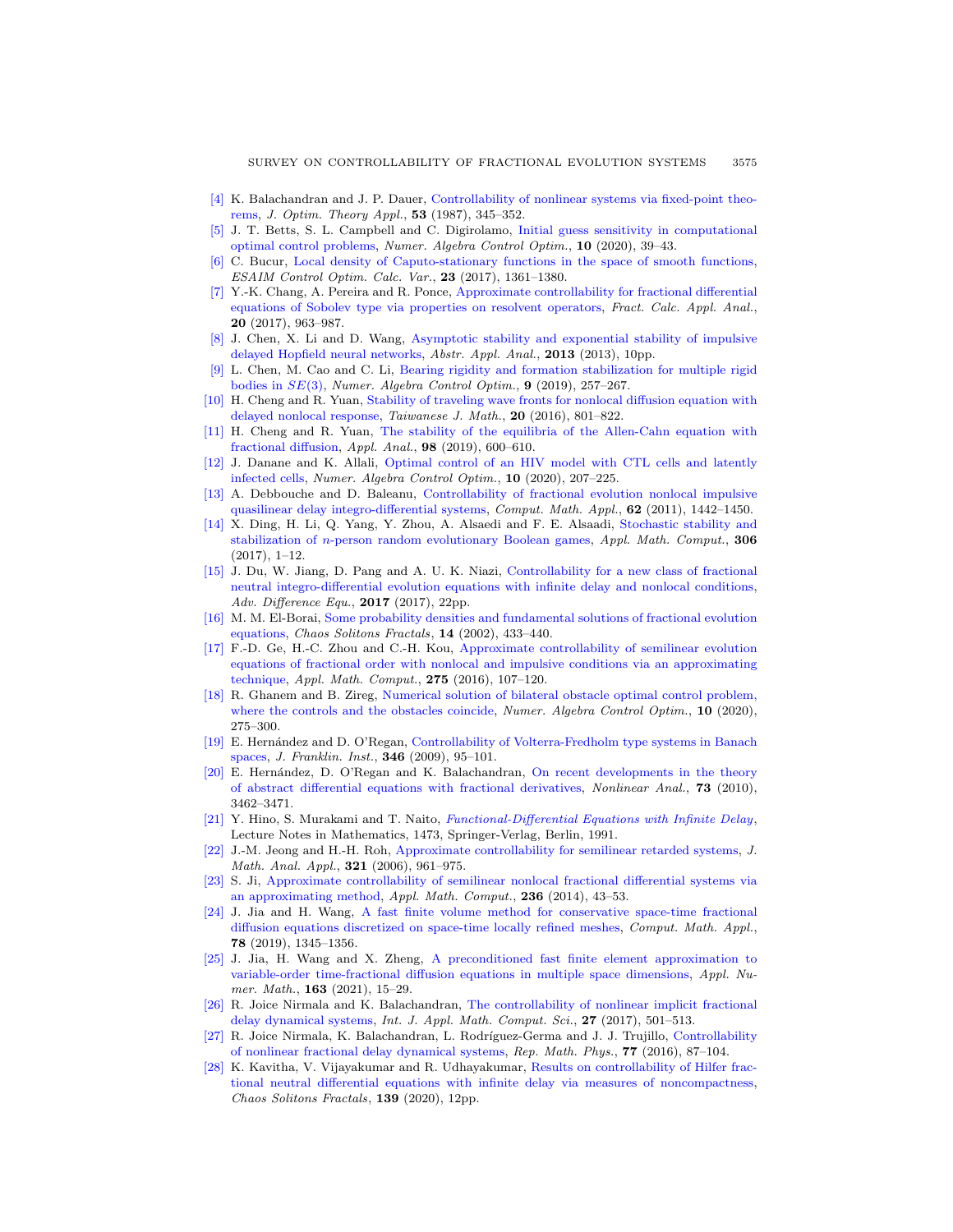- [4] K. Balachandran and J. P. Dauer, Controllability of nonlinear systems via fixed-point theorems, *J. Optim. Theory Appl.*, **53** (1987), 345–352.
- [5] J. T. Betts, S. L. Campbell and C. Digirolamo, Initial guess sensitivity in computational optimal control problems, *Numer. Algebra Control Optim.*, **10** (2020), 39–43.
- [6] C. Bucur, Local density of Caputo-stationary functions in the space of smooth functions, *ESAIM Control Optim. Calc. Var.*, **23** (2017), 1361–1380.
- [7] Y.-K. Chang, A. Pereira and R. Ponce, Approximate controllability for fractional differential equations of Sobolev type via properties on resolvent operators, *Fract. Calc. Appl. Anal.*, **20** (2017), 963–987.
- [8] J. Chen, X. Li and D. Wang, Asymptotic stability and exponential stability of impulsive delayed Hopfield neural networks, *Abstr. Appl. Anal.*, **2013** (2013), 10pp.
- [9] L. Chen, M. Cao and C. Li, Bearing rigidity and formation stabilization for multiple rigid bodies in $SE(3)$, *Numer. Algebra Control Optim.*, **9** (2019), 257–267.
- [10] H. Cheng and R. Yuan, Stability of traveling wave fronts for nonlocal diffusion equation with delayed nonlocal response, *Taiwanese J. Math.*, **20** (2016), 801–822.
- [11] H. Cheng and R. Yuan, The stability of the equilibria of the Allen-Cahn equation with fractional diffusion, *Appl. Anal.*, **98** (2019), 600–610.
- [12] J. Danane and K. Allali, Optimal control of an HIV model with CTL cells and latently infected cells, *Numer. Algebra Control Optim.*, **10** (2020), 207–225.
- [13] A. Debbouche and D. Baleanu, Controllability of fractional evolution nonlocal impulsive quasilinear delay integro-differential systems, *Comput. Math. Appl.*, **62** (2011), 1442–1450.
- [14] X. Ding, H. Li, Q. Yang, Y. Zhou, A. Alsaedi and F. E. Alsaadi, Stochastic stability and stabilization of $n$-person random evolutionary Boolean games, *Appl. Math. Comput.*, **306** (2017), 1–12.
- [15] J. Du, W. Jiang, D. Pang and A. U. K. Niazi, Controllability for a new class of fractional neutral integro-differential evolution equations with infinite delay and nonlocal conditions, *Adv. Difference Equ.*, **2017** (2017), 22pp.
- [16] M. M. El-Borai, Some probability densities and fundamental solutions of fractional evolution equations, *Chaos Solitons Fractals*, **14** (2002), 433–440.
- [17] F.-D. Ge, H.-C. Zhou and C.-H. Kou, Approximate controllability of semilinear evolution equations of fractional order with nonlocal and impulsive conditions via an approximating technique, *Appl. Math. Comput.*, **275** (2016), 107–120.
- [18] R. Ghanem and B. Zireg, Numerical solution of bilateral obstacle optimal control problem, where the controls and the obstacles coincide, *Numer. Algebra Control Optim.*, **10** (2020), 275–300.
- [19] E. Hernández and D. O'Regan, Controllability of Volterra-Fredholm type systems in Banach spaces, *J. Franklin. Inst.*, **346** (2009), 95–101.
- [20] E. Hernández, D. O'Regan and K. Balachandran, On recent developments in the theory of abstract differential equations with fractional derivatives, *Nonlinear Anal.*, **73** (2010), 3462–3471.
- [21] Y. Hino, S. Murakami and T. Naito, *Functional-Differential Equations with Infinite Delay*, Lecture Notes in Mathematics, 1473, Springer-Verlag, Berlin, 1991.
- [22] J.-M. Jeong and H.-H. Roh, Approximate controllability for semilinear retarded systems, *J. Math. Anal. Appl.*, **321** (2006), 961–975.
- [23] S. Ji, Approximate controllability of semilinear nonlocal fractional differential systems via an approximating method, *Appl. Math. Comput.*, **236** (2014), 43–53.
- [24] J. Jia and H. Wang, A fast finite volume method for conservative space-time fractional diffusion equations discretized on space-time locally refined meshes, *Comput. Math. Appl.*, **78** (2019), 1345–1356.
- [25] J. Jia, H. Wang and X. Zheng, A preconditioned fast finite element approximation to variable-order time-fractional diffusion equations in multiple space dimensions, *Appl. Numer. Math.*, **163** (2021), 15–29.
- [26] R. Joice Nirmala and K. Balachandran, The controllability of nonlinear implicit fractional delay dynamical systems, *Int. J. Appl. Math. Comput. Sci.*, **27** (2017), 501–513.
- [27] R. Joice Nirmala, K. Balachandran, L. Rodríguez-Germa and J. J. Trujillo, Controllability of nonlinear fractional delay dynamical systems, *Rep. Math. Phys.*, **77** (2016), 87–104.
- [28] K. Kavitha, V. Vijayakumar and R. Udhayakumar, Results on controllability of Hilfer fractional neutral differential equations with infinite delay via measures of noncompactness, *Chaos Solitons Fractals*, **139** (2020), 12pp.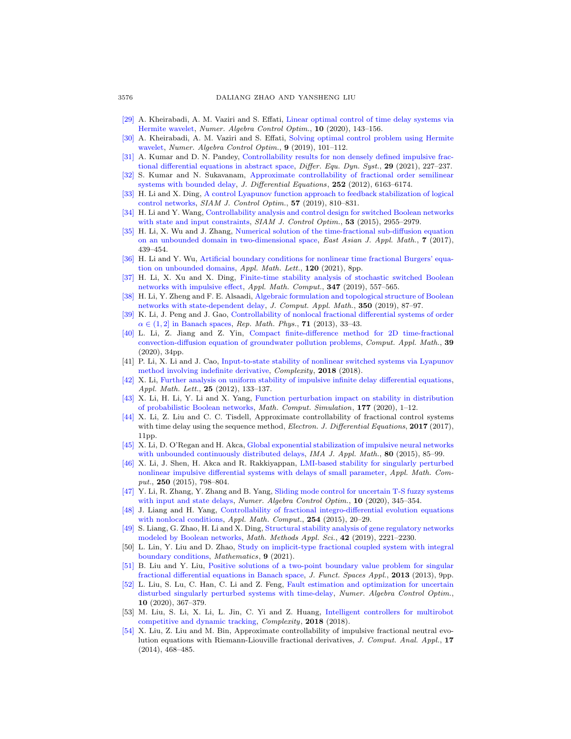[29] A. Kheirabadi, A. M. Vaziri and S. Effati, Linear optimal control of time delay systems via Hermite wavelet, *Numer. Algebra Control Optim.*, **10** (2020), 143–156.

[30] A. Kheirabadi, A. M. Vaziri and S. Effati, Solving optimal control problem using Hermite wavelet, *Numer. Algebra Control Optim.*, **9** (2019), 101–112.

[31] A. Kumar and D. N. Pandey, Controllability results for non densely defined impulsive fractional differential equations in abstract space, *Differ. Equ. Dyn. Syst.*, **29** (2021), 227–237.

[32] S. Kumar and N. Sukavanam, Approximate controllability of fractional order semilinear systems with bounded delay, *J. Differential Equations*, **252** (2012), 6163–6174.

[33] H. Li and X. Ding, A control Lyapunov function approach to feedback stabilization of logical control networks, *SIAM J. Control Optim.*, **57** (2019), 810–831.

[34] H. Li and Y. Wang, Controllability analysis and control design for switched Boolean networks with state and input constraints, *SIAM J. Control Optim.*, **53** (2015), 2955–2979.

[35] H. Li, X. Wu and J. Zhang, Numerical solution of the time-fractional sub-diffusion equation on an unbounded domain in two-dimensional space, *East Asian J. Appl. Math.*, **7** (2017), 439–454.

[36] H. Li and Y. Wu, Artificial boundary conditions for nonlinear time fractional Burgers' equation on unbounded domains, *Appl. Math. Lett.*, **120** (2021), 8pp.

[37] H. Li, X. Xu and X. Ding, Finite-time stability analysis of stochastic switched Boolean networks with impulsive effect, *Appl. Math. Comput.*, **347** (2019), 557–565.

[38] H. Li, Y. Zheng and F. E. Alsaadi, Algebraic formulation and topological structure of Boolean networks with state-dependent delay, *J. Comput. Appl. Math.*, **350** (2019), 87–97.

[39] K. Li, J. Peng and J. Gao, Controllability of nonlocal fractional differential systems of order $\alpha \in (1, 2]$ in Banach spaces, *Rep. Math. Phys.*, **71** (2013), 33–43.

[40] L. Li, Z. Jiang and Z. Yin, Compact finite-difference method for 2D time-fractional convection-diffusion equation of groundwater pollution problems, *Comput. Appl. Math.*, **39** (2020), 34pp.

[41] P. Li, X. Li and J. Cao, Input-to-state stability of nonlinear switched systems via Lyapunov method involving indefinite derivative, *Complexity*, **2018** (2018).

[42] X. Li, Further analysis on uniform stability of impulsive infinite delay differential equations, *Appl. Math. Lett.*, **25** (2012), 133–137.

[43] X. Li, H. Li, Y. Li and X. Yang, Function perturbation impact on stability in distribution of probabilistic Boolean networks, *Math. Comput. Simulation*, **177** (2020), 1–12.

[44] X. Li, Z. Liu and C. C. Tisdell, Approximate controllability of fractional control systems with time delay using the sequence method, *Electron. J. Differential Equations*, **2017** (2017), 11pp.

[45] X. Li, D. O'Regan and H. Akca, Global exponential stabilization of impulsive neural networks with unbounded continuously distributed delays, *IMA J. Appl. Math.*, **80** (2015), 85–99.

[46] X. Li, J. Shen, H. Akca and R. Rakkiyappan, LMI-based stability for singularly perturbed nonlinear impulsive differential systems with delays of small parameter, *Appl. Math. Comput.*, **250** (2015), 798–804.

[47] Y. Li, R. Zhang, Y. Zhang and B. Yang, Sliding mode control for uncertain T-S fuzzy systems with input and state delays, *Numer. Algebra Control Optim.*, **10** (2020), 345–354.

[48] J. Liang and H. Yang, Controllability of fractional integro-differential evolution equations with nonlocal conditions, *Appl. Math. Comput.*, **254** (2015), 20–29.

[49] S. Liang, G. Zhao, H. Li and X. Ding, Structural stability analysis of gene regulatory networks modeled by Boolean networks, *Math. Methods Appl. Sci.*, **42** (2019), 2221–2230.

[50] L. Lin, Y. Liu and D. Zhao, Study on implicit-type fractional coupled system with integral boundary conditions, *Mathematics*, **9** (2021).

[51] B. Liu and Y. Liu, Positive solutions of a two-point boundary value problem for singular fractional differential equations in Banach space, *J. Funct. Spaces Appl.*, **2013** (2013), 9pp.

[52] L. Liu, S. Lu, C. Han, C. Li and Z. Feng, Fault estimation and optimization for uncertain disturbed singularly perturbed systems with time-delay, *Numer. Algebra Control Optim.*, **10** (2020), 367–379.

[53] M. Liu, S. Li, X. Li, L. Jin, C. Yi and Z. Huang, Intelligent controllers for multirobot competitive and dynamic tracking, *Complexity*, **2018** (2018).

[54] X. Liu, Z. Liu and M. Bin, Approximate controllability of impulsive fractional neutral evolution equations with Riemann-Liouville fractional derivatives, *J. Comput. Anal. Appl.*, **17** (2014), 468–485.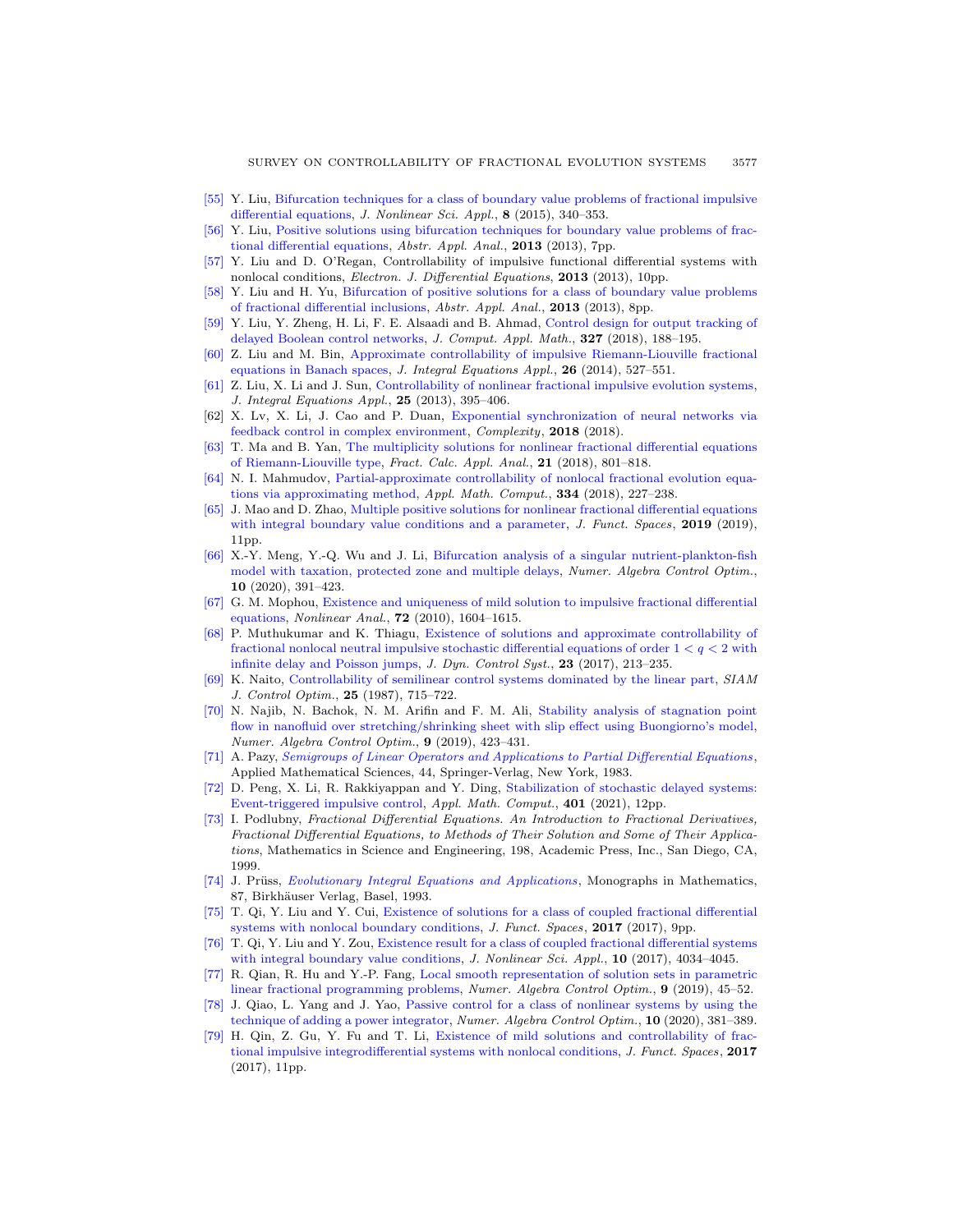[55] Y. Liu, Bifurcation techniques for a class of boundary value problems of fractional impulsive differential equations, *J. Nonlinear Sci. Appl.*, **8** (2015), 340–353.

[56] Y. Liu, Positive solutions using bifurcation techniques for boundary value problems of fractional differential equations, *Abstr. Appl. Anal.*, **2013** (2013), 7pp.

[57] Y. Liu and D. O'Regan, Controllability of impulsive functional differential systems with nonlocal conditions, *Electron. J. Differential Equations*, **2013** (2013), 10pp.

[58] Y. Liu and H. Yu, Bifurcation of positive solutions for a class of boundary value problems of fractional differential inclusions, *Abstr. Appl. Anal.*, **2013** (2013), 8pp.

[59] Y. Liu, Y. Zheng, H. Li, F. E. Alsaadi and B. Ahmad, Control design for output tracking of delayed Boolean control networks, *J. Comput. Appl. Math.*, **327** (2018), 188–195.

[60] Z. Liu and M. Bin, Approximate controllability of impulsive Riemann-Liouville fractional equations in Banach spaces, *J. Integral Equations Appl.*, **26** (2014), 527–551.

[61] Z. Liu, X. Li and J. Sun, Controllability of nonlinear fractional impulsive evolution systems, *J. Integral Equations Appl.*, **25** (2013), 395–406.

[62] X. Lv, X. Li, J. Cao and P. Duan, Exponential synchronization of neural networks via feedback control in complex environment, *Complexity*, **2018** (2018).

[63] T. Ma and B. Yan, The multiplicity solutions for nonlinear fractional differential equations of Riemann-Liouville type, *Fract. Calc. Appl. Anal.*, **21** (2018), 801–818.

[64] N. I. Mahmudov, Partial-approximate controllability of nonlocal fractional evolution equations via approximating method, *Appl. Math. Comput.*, **334** (2018), 227–238.

[65] J. Mao and D. Zhao, Multiple positive solutions for nonlinear fractional differential equations with integral boundary value conditions and a parameter, *J. Funct. Spaces*, **2019** (2019), 11pp.

[66] X.-Y. Meng, Y.-Q. Wu and J. Li, Bifurcation analysis of a singular nutrient-plankton-fish model with taxation, protected zone and multiple delays, *Numer. Algebra Control Optim.*, **10** (2020), 391–423.

[67] G. M. Mophou, Existence and uniqueness of mild solution to impulsive fractional differential equations, *Nonlinear Anal.*, **72** (2010), 1604–1615.

[68] P. Muthukumar and K. Thiagu, Existence of solutions and approximate controllability of fractional nonlocal neutral impulsive stochastic differential equations of order $1 < q < 2$ with infinite delay and Poisson jumps, *J. Dyn. Control Syst.*, **23** (2017), 213–235.

[69] K. Naito, Controllability of semilinear control systems dominated by the linear part, *SIAM J. Control Optim.*, **25** (1987), 715–722.

[70] N. Najib, N. Bachok, N. M. Arifin and F. M. Ali, Stability analysis of stagnation point flow in nanofluid over stretching/shrinking sheet with slip effect using Buongiorno's model, *Numer. Algebra Control Optim.*, **9** (2019), 423–431.

[71] A. Pazy, *Semigroups of Linear Operators and Applications to Partial Differential Equations*, Applied Mathematical Sciences, 44, Springer-Verlag, New York, 1983.

[72] D. Peng, X. Li, R. Rakkiyappan and Y. Ding, Stabilization of stochastic delayed systems: Event-triggered impulsive control, *Appl. Math. Comput.*, **401** (2021), 12pp.

[73] I. Podlubny, *Fractional Differential Equations. An Introduction to Fractional Derivatives, Fractional Differential Equations, to Methods of Their Solution and Some of Their Applications*, Mathematics in Science and Engineering, 198, Academic Press, Inc., San Diego, CA, 1999.

[74] J. Prüss, *Evolutionary Integral Equations and Applications*, Monographs in Mathematics, 87, Birkhäuser Verlag, Basel, 1993.

[75] T. Qi, Y. Liu and Y. Cui, Existence of solutions for a class of coupled fractional differential systems with nonlocal boundary conditions, *J. Funct. Spaces*, **2017** (2017), 9pp.

[76] T. Qi, Y. Liu and Y. Zou, Existence result for a class of coupled fractional differential systems with integral boundary value conditions, *J. Nonlinear Sci. Appl.*, **10** (2017), 4034–4045.

[77] R. Qian, R. Hu and Y.-P. Fang, Local smooth representation of solution sets in parametric linear fractional programming problems, *Numer. Algebra Control Optim.*, **9** (2019), 45–52.

[78] J. Qiao, L. Yang and J. Yao, Passive control for a class of nonlinear systems by using the technique of adding a power integrator, *Numer. Algebra Control Optim.*, **10** (2020), 381–389.

[79] H. Qin, Z. Gu, Y. Fu and T. Li, Existence of mild solutions and controllability of fractional impulsive integrodifferential systems with nonlocal conditions, *J. Funct. Spaces*, **2017** (2017), 11pp.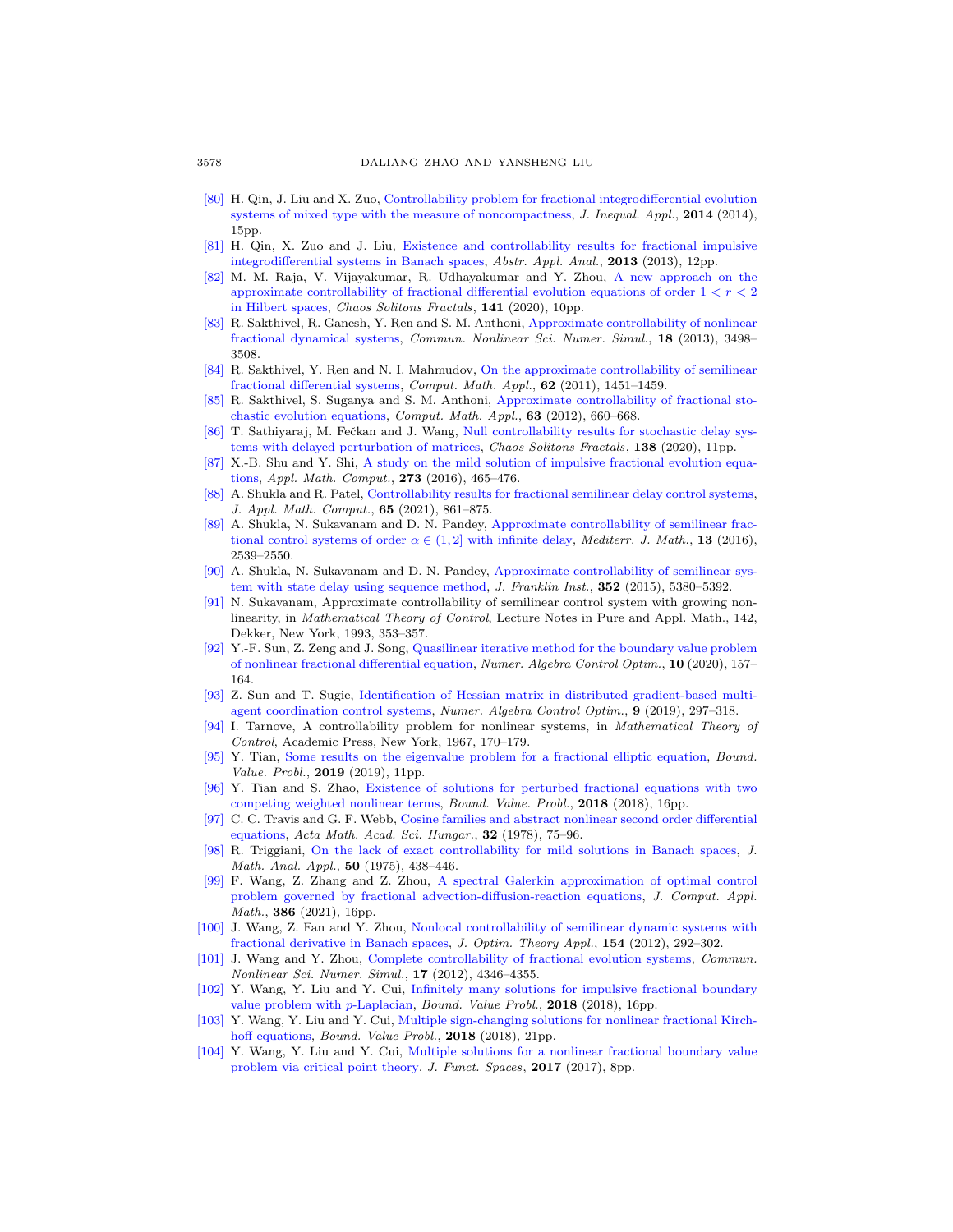[80] H. Qin, J. Liu and X. Zuo, Controllability problem for fractional integrodifferential evolution systems of mixed type with the measure of noncompactness, *J. Inequal. Appl.*, **2014** (2014), 15pp.

[81] H. Qin, X. Zuo and J. Liu, Existence and controllability results for fractional impulsive integrodifferential systems in Banach spaces, *Abstr. Appl. Anal.*, **2013** (2013), 12pp.

[82] M. M. Raja, V. Vijayakumar, R. Udhayakumar and Y. Zhou, A new approach on the approximate controllability of fractional differential evolution equations of order $1 < r < 2$ in Hilbert spaces, *Chaos Solitons Fractals*, **141** (2020), 10pp.

[83] R. Sakthivel, R. Ganesh, Y. Ren and S. M. Anthoni, Approximate controllability of nonlinear fractional dynamical systems, *Commun. Nonlinear Sci. Numer. Simul.*, **18** (2013), 3498–3508.

[84] R. Sakthivel, Y. Ren and N. I. Mahmudov, On the approximate controllability of semilinear fractional differential systems, *Comput. Math. Appl.*, **62** (2011), 1451–1459.

[85] R. Sakthivel, S. Suganya and S. M. Anthoni, Approximate controllability of fractional stochastic evolution equations, *Comput. Math. Appl.*, **63** (2012), 660–668.

[86] T. Sathiyaraj, M. Fečkan and J. Wang, Null controllability results for stochastic delay systems with delayed perturbation of matrices, *Chaos Solitons Fractals*, **138** (2020), 11pp.

[87] X.-B. Shu and Y. Shi, A study on the mild solution of impulsive fractional evolution equations, *Appl. Math. Comput.*, **273** (2016), 465–476.

[88] A. Shukla and R. Patel, Controllability results for fractional semilinear delay control systems, *J. Appl. Math. Comput.*, **65** (2021), 861–875.

[89] A. Shukla, N. Sukavanam and D. N. Pandey, Approximate controllability of semilinear fractional control systems of order $\alpha \in (1, 2]$ with infinite delay, *Mediterr. J. Math.*, **13** (2016), 2539–2550.

[90] A. Shukla, N. Sukavanam and D. N. Pandey, Approximate controllability of semilinear system with state delay using sequence method, *J. Franklin Inst.*, **352** (2015), 5380–5392.

[91] N. Sukavanam, Approximate controllability of semilinear control system with growing nonlinearity, in *Mathematical Theory of Control*, Lecture Notes in Pure and Appl. Math., 142, Dekker, New York, 1993, 353–357.

[92] Y.-F. Sun, Z. Zeng and J. Song, Quasilinear iterative method for the boundary value problem of nonlinear fractional differential equation, *Numer. Algebra Control Optim.*, **10** (2020), 157–164.

[93] Z. Sun and T. Sugie, Identification of Hessian matrix in distributed gradient-based multi-agent coordination control systems, *Numer. Algebra Control Optim.*, **9** (2019), 297–318.

[94] I. Tarnove, A controllability problem for nonlinear systems, in *Mathematical Theory of Control*, Academic Press, New York, 1967, 170–179.

[95] Y. Tian, Some results on the eigenvalue problem for a fractional elliptic equation, *Bound. Value. Probl.*, **2019** (2019), 11pp.

[96] Y. Tian and S. Zhao, Existence of solutions for perturbed fractional equations with two competing weighted nonlinear terms, *Bound. Value. Probl.*, **2018** (2018), 16pp.

[97] C. C. Travis and G. F. Webb, Cosine families and abstract nonlinear second order differential equations, *Acta Math. Acad. Sci. Hungar.*, **32** (1978), 75–96.

[98] R. Triggiani, On the lack of exact controllability for mild solutions in Banach spaces, *J. Math. Anal. Appl.*, **50** (1975), 438–446.

[99] F. Wang, Z. Zhang and Z. Zhou, A spectral Galerkin approximation of optimal control problem governed by fractional advection-diffusion-reaction equations, *J. Comput. Appl. Math.*, **386** (2021), 16pp.

[100] J. Wang, Z. Fan and Y. Zhou, Nonlocal controllability of semilinear dynamic systems with fractional derivative in Banach spaces, *J. Optim. Theory Appl.*, **154** (2012), 292–302.

[101] J. Wang and Y. Zhou, Complete controllability of fractional evolution systems, *Commun. Nonlinear Sci. Numer. Simul.*, **17** (2012), 4346–4355.

[102] Y. Wang, Y. Liu and Y. Cui, Infinitely many solutions for impulsive fractional boundary value problem with $p$-Laplacian, *Bound. Value Probl.*, **2018** (2018), 16pp.

[103] Y. Wang, Y. Liu and Y. Cui, Multiple sign-changing solutions for nonlinear fractional Kirchhoff equations, *Bound. Value Probl.*, **2018** (2018), 21pp.

[104] Y. Wang, Y. Liu and Y. Cui, Multiple solutions for a nonlinear fractional boundary value problem via critical point theory, *J. Funct. Spaces*, **2017** (2017), 8pp.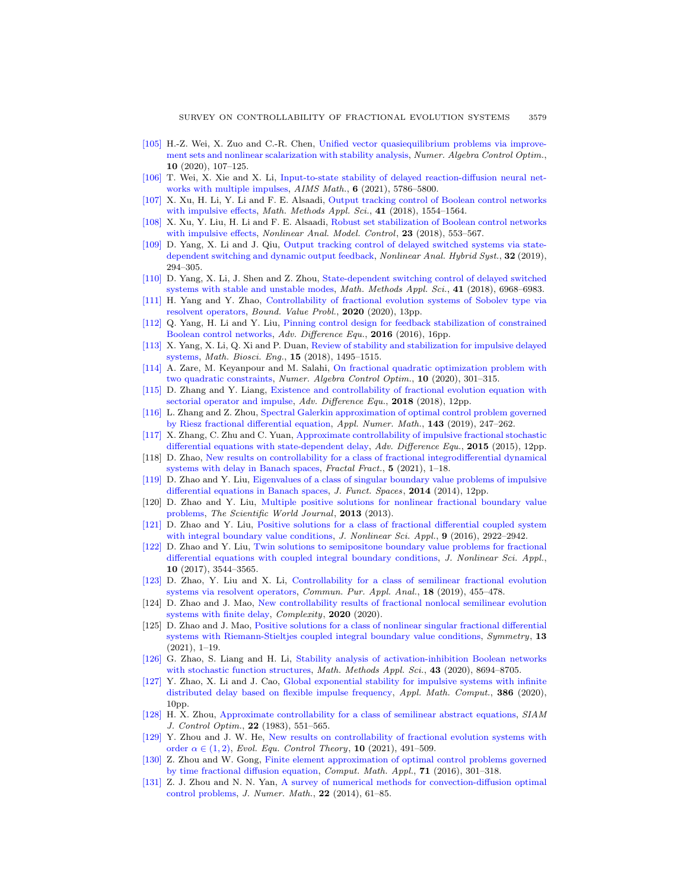[105] H.-Z. Wei, X. Zuo and C.-R. Chen, Unified vector quasiequilibrium problems via improvement sets and nonlinear scalarization with stability analysis, *Numer. Algebra Control Optim.*, **10** (2020), 107–125.

[106] T. Wei, X. Xie and X. Li, Input-to-state stability of delayed reaction-diffusion neural networks with multiple impulses, *AIMS Math.*, **6** (2021), 5786–5800.

[107] X. Xu, H. Li, Y. Li and F. E. Alsaadi, Output tracking control of Boolean control networks with impulsive effects, *Math. Methods Appl. Sci.*, **41** (2018), 1554–1564.

[108] X. Xu, Y. Liu, H. Li and F. E. Alsaadi, Robust set stabilization of Boolean control networks with impulsive effects, *Nonlinear Anal. Model. Control*, **23** (2018), 553–567.

[109] D. Yang, X. Li and J. Qiu, Output tracking control of delayed switched systems via state-dependent switching and dynamic output feedback, *Nonlinear Anal. Hybrid Syst.*, **32** (2019), 294–305.

[110] D. Yang, X. Li, J. Shen and Z. Zhou, State-dependent switching control of delayed switched systems with stable and unstable modes, *Math. Methods Appl. Sci.*, **41** (2018), 6968–6983.

[111] H. Yang and Y. Zhao, Controllability of fractional evolution systems of Sobolev type via resolvent operators, *Bound. Value Probl.*, **2020** (2020), 13pp.

[112] Q. Yang, H. Li and Y. Liu, Pinning control design for feedback stabilization of constrained Boolean control networks, *Adv. Difference Equ.*, **2016** (2016), 16pp.

[113] X. Yang, X. Li, Q. Xi and P. Duan, Review of stability and stabilization for impulsive delayed systems, *Math. Biosci. Eng.*, **15** (2018), 1495–1515.

[114] A. Zare, M. Keyanpour and M. Salahi, On fractional quadratic optimization problem with two quadratic constraints, *Numer. Algebra Control Optim.*, **10** (2020), 301–315.

[115] D. Zhang and Y. Liang, Existence and controllability of fractional evolution equation with sectorial operator and impulse, *Adv. Difference Equ.*, **2018** (2018), 12pp.

[116] L. Zhang and Z. Zhou, Spectral Galerkin approximation of optimal control problem governed by Riesz fractional differential equation, *Appl. Numer. Math.*, **143** (2019), 247–262.

[117] X. Zhang, C. Zhu and C. Yuan, Approximate controllability of impulsive fractional stochastic differential equations with state-dependent delay, *Adv. Difference Equ.*, **2015** (2015), 12pp.

[118] D. Zhao, New results on controllability for a class of fractional integrodifferential dynamical systems with delay in Banach spaces, *Fractal Fract.*, **5** (2021), 1–18.

[119] D. Zhao and Y. Liu, Eigenvalues of a class of singular boundary value problems of impulsive differential equations in Banach spaces, *J. Funct. Spaces*, **2014** (2014), 12pp.

[120] D. Zhao and Y. Liu, Multiple positive solutions for nonlinear fractional boundary value problems, *The Scientific World Journal*, **2013** (2013).

[121] D. Zhao and Y. Liu, Positive solutions for a class of fractional differential coupled system with integral boundary value conditions, *J. Nonlinear Sci. Appl.*, **9** (2016), 2922–2942.

[122] D. Zhao and Y. Liu, Twin solutions to semipositone boundary value problems for fractional differential equations with coupled integral boundary conditions, *J. Nonlinear Sci. Appl.*, **10** (2017), 3544–3565.

[123] D. Zhao, Y. Liu and X. Li, Controllability for a class of semilinear fractional evolution systems via resolvent operators, *Commun. Pur. Appl. Anal.*, **18** (2019), 455–478.

[124] D. Zhao and J. Mao, New controllability results of fractional nonlocal semilinear evolution systems with finite delay, *Complexity*, **2020** (2020).

[125] D. Zhao and J. Mao, Positive solutions for a class of nonlinear singular fractional differential systems with Riemann-Stieltjes coupled integral boundary value conditions, *Symmetry*, **13** (2021), 1–19.

[126] G. Zhao, S. Liang and H. Li, Stability analysis of activation-inhibition Boolean networks with stochastic function structures, *Math. Methods Appl. Sci.*, **43** (2020), 8694–8705.

[127] Y. Zhao, X. Li and J. Cao, Global exponential stability for impulsive systems with infinite distributed delay based on flexible impulse frequency, *Appl. Math. Comput.*, **386** (2020), 10pp.

[128] H. X. Zhou, Approximate controllability for a class of semilinear abstract equations, *SIAM J. Control Optim.*, **22** (1983), 551–565.

[129] Y. Zhou and J. W. He, New results on controllability of fractional evolution systems with order $\alpha \in (1, 2)$, *Evol. Equ. Control Theory*, **10** (2021), 491–509.

[130] Z. Zhou and W. Gong, Finite element approximation of optimal control problems governed by time fractional diffusion equation, *Comput. Math. Appl.*, **71** (2016), 301–318.

[131] Z. J. Zhou and N. N. Yan, A survey of numerical methods for convection-diffusion optimal control problems, *J. Numer. Math.*, **22** (2014), 61–85.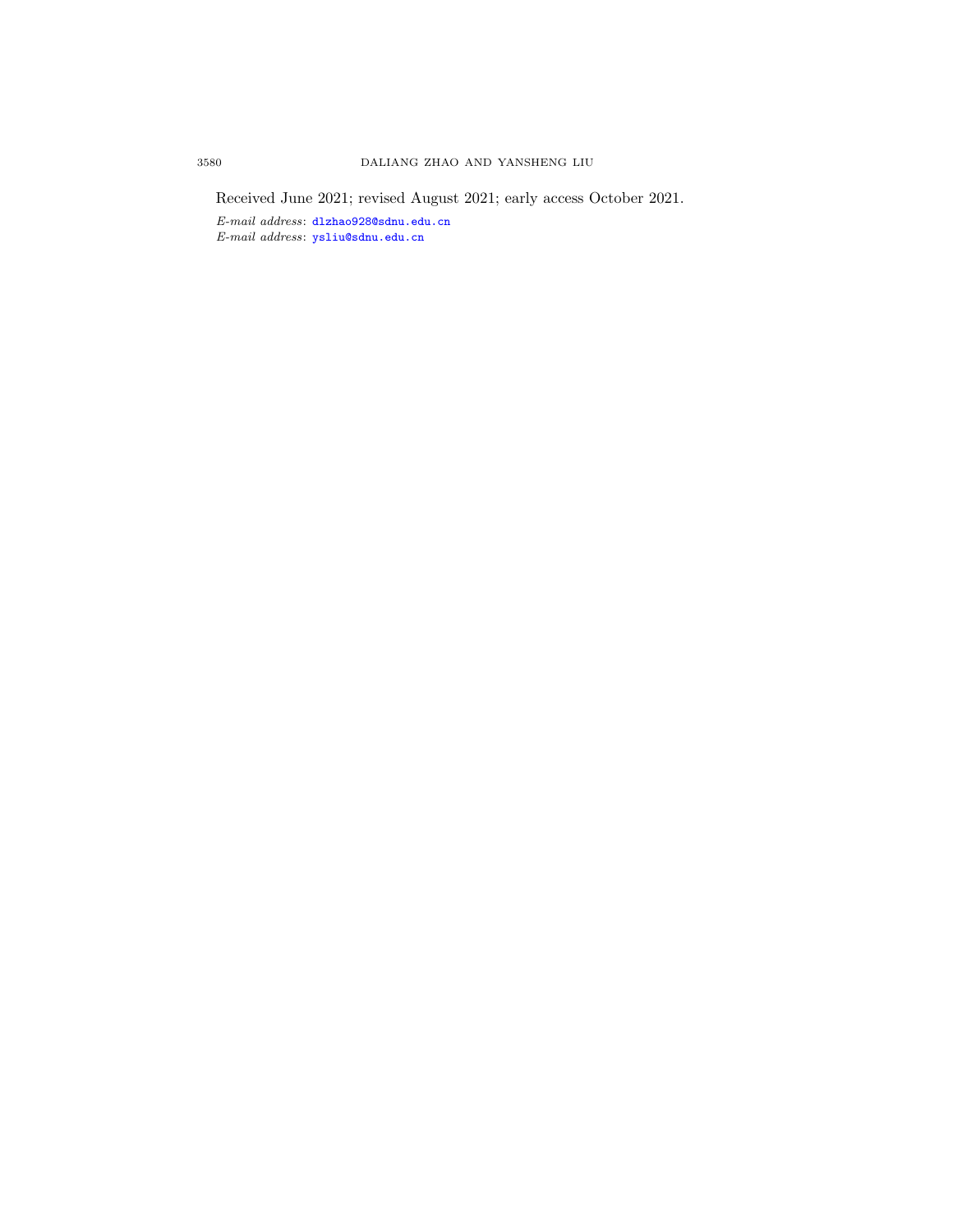Received June 2021; revised August 2021; early access October 2021.

*E-mail address*: dlzhao928@sdnu.edu.cn
*E-mail address*: ysliu@sdnu.edu.cn